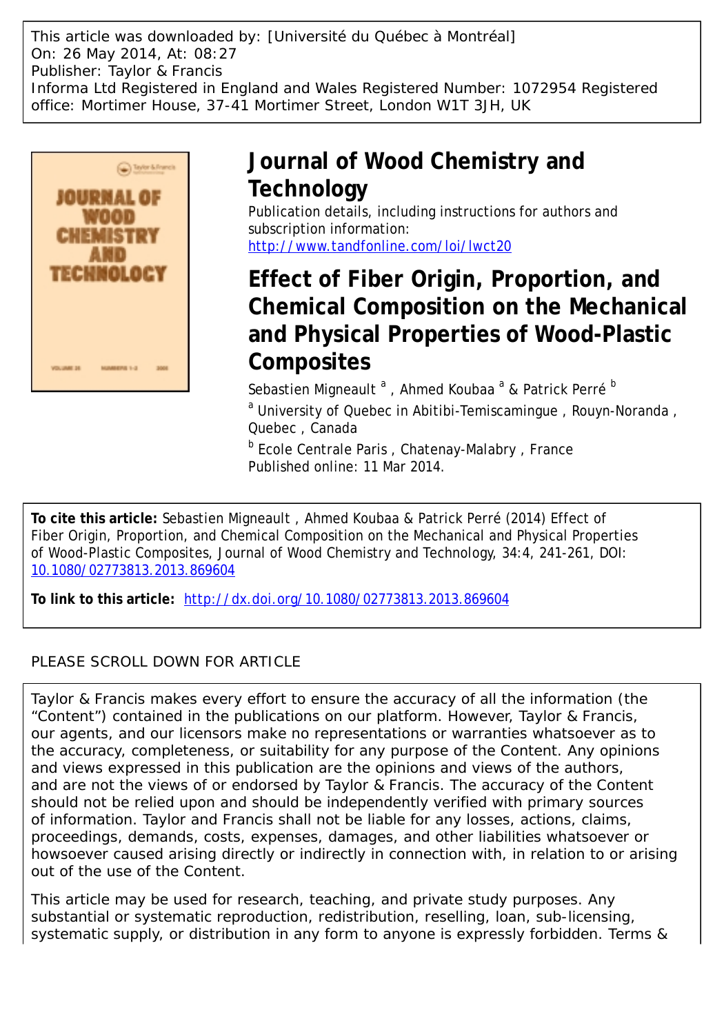This article was downloaded by: [Université du Québec à Montréal]
On: 26 May 2014, At: 08:27
Publisher: Taylor & Francis
Informa Ltd Registered in England and Wales Registered Number: 1072954 Registered office: Mortimer House, 37-41 Mortimer Street, London W1T 3JH, UK

# Journal of Wood Chemistry and Technology

Publication details, including instructions for authors and subscription information:
http://www.tandfonline.com/loi/lwct20

# Effect of Fiber Origin, Proportion, and Chemical Composition on the Mechanical and Physical Properties of Wood-Plastic Composites

Sebastien Migneault [a] , Ahmed Koubaa [a] & Patrick Perré [b]

[a] University of Quebec in Abitibi-Temiscamingue , Rouyn-Noranda , Quebec , Canada

[b] Ecole Centrale Paris , Chatenay-Malabry , France

Published online: 11 Mar 2014.

**To cite this article:** Sebastien Migneault , Ahmed Koubaa & Patrick Perré (2014) Effect of Fiber Origin, Proportion, and Chemical Composition on the Mechanical and Physical Properties of Wood-Plastic Composites, Journal of Wood Chemistry and Technology, 34:4, 241-261, DOI: 10.1080/02773813.2013.869604

**To link to this article:** http://dx.doi.org/10.1080/02773813.2013.869604

PLEASE SCROLL DOWN FOR ARTICLE

Taylor & Francis makes every effort to ensure the accuracy of all the information (the "Content") contained in the publications on our platform. However, Taylor & Francis, our agents, and our licensors make no representations or warranties whatsoever as to the accuracy, completeness, or suitability for any purpose of the Content. Any opinions and views expressed in this publication are the opinions and views of the authors, and are not the views of or endorsed by Taylor & Francis. The accuracy of the Content should not be relied upon and should be independently verified with primary sources of information. Taylor and Francis shall not be liable for any losses, actions, claims, proceedings, demands, costs, expenses, damages, and other liabilities whatsoever or howsoever caused arising directly or indirectly in connection with, in relation to or arising out of the use of the Content.

This article may be used for research, teaching, and private study purposes. Any substantial or systematic reproduction, redistribution, reselling, loan, sub-licensing, systematic supply, or distribution in any form to anyone is expressly forbidden. Terms &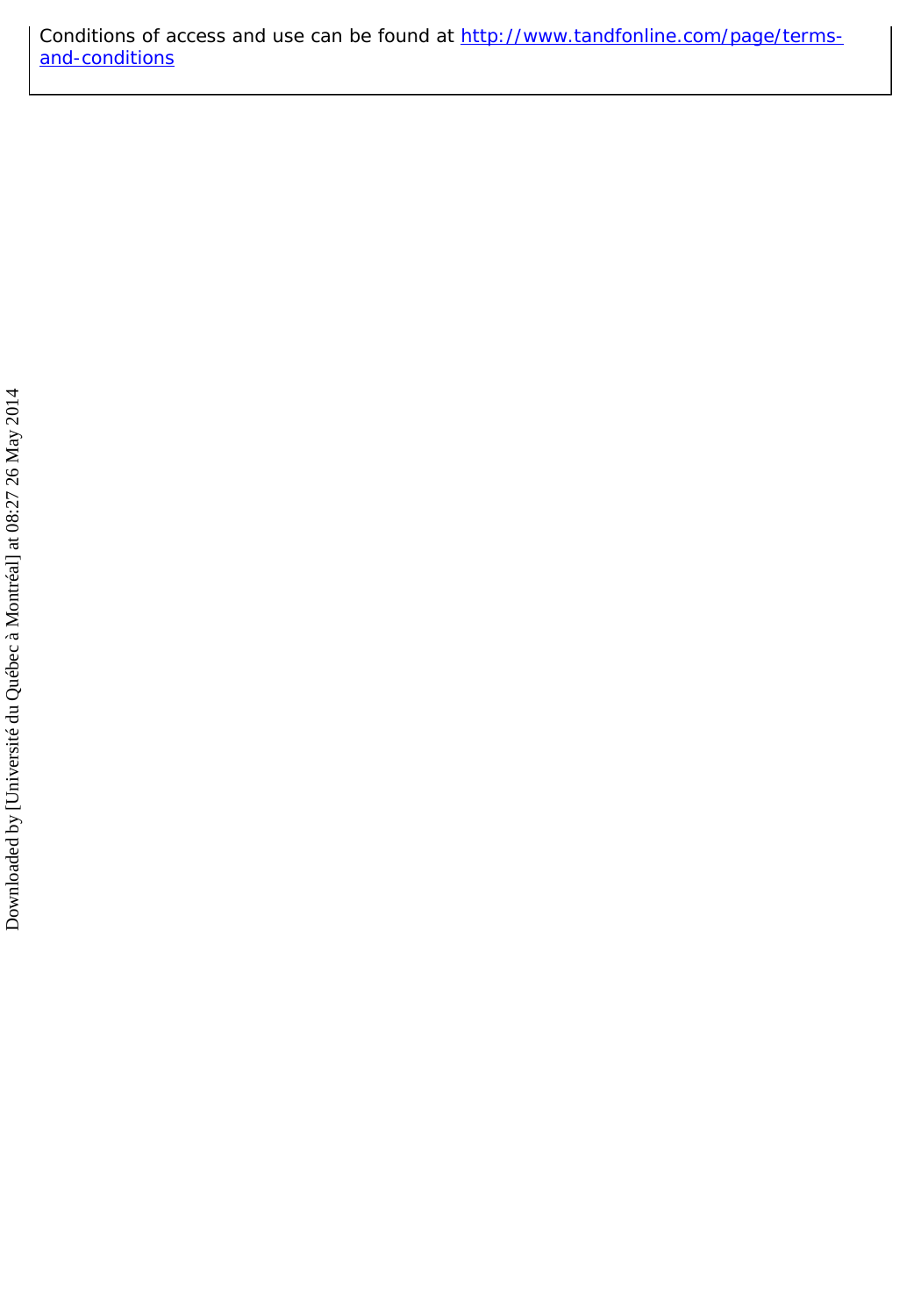Conditions of access and use can be found at [http://www.tandfonline.com/page/terms-and-conditions](http://www.tandfonline.com/page/terms-and-conditions)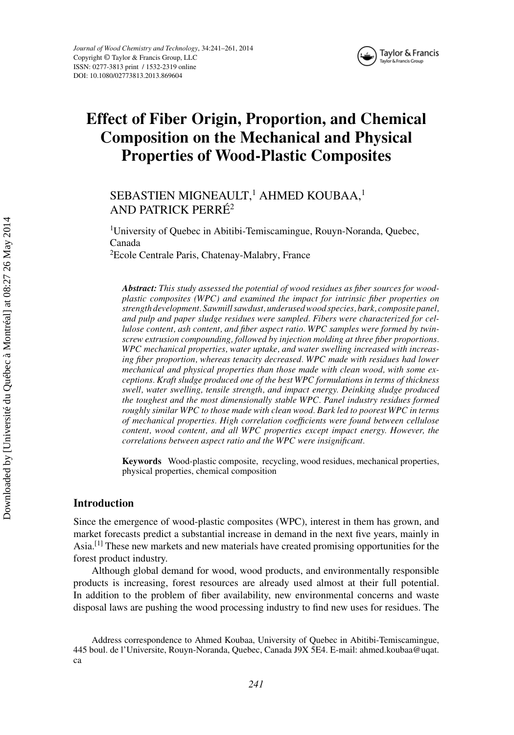# Effect of Fiber Origin, Proportion, and Chemical Composition on the Mechanical and Physical Properties of Wood-Plastic Composites

SEBASTIEN MIGNEAULT,[1] AHMED KOUBAA,[1] AND PATRICK PERRÉ[2]

[1]University of Quebec in Abitibi-Temiscamingue, Rouyn-Noranda, Quebec, Canada

[2]Ecole Centrale Paris, Chatenay-Malabry, France

***Abstract:*** *This study assessed the potential of wood residues as fiber sources for wood-plastic composites (WPC) and examined the impact for intrinsic fiber properties on strength development. Sawmill sawdust, underused wood species, bark, composite panel, and pulp and paper sludge residues were sampled. Fibers were characterized for cellulose content, ash content, and fiber aspect ratio. WPC samples were formed by twin-screw extrusion compounding, followed by injection molding at three fiber proportions. WPC mechanical properties, water uptake, and water swelling increased with increasing fiber proportion, whereas tenacity decreased. WPC made with residues had lower mechanical and physical properties than those made with clean wood, with some exceptions. Kraft sludge produced one of the best WPC formulations in terms of thickness swell, water swelling, tensile strength, and impact energy. Deinking sludge produced the toughest and the most dimensionally stable WPC. Panel industry residues formed roughly similar WPC to those made with clean wood. Bark led to poorest WPC in terms of mechanical properties. High correlation coefficients were found between cellulose content, wood content, and all WPC properties except impact energy. However, the correlations between aspect ratio and the WPC were insignificant.*

**Keywords** Wood-plastic composite, recycling, wood residues, mechanical properties, physical properties, chemical composition

## Introduction

Since the emergence of wood-plastic composites (WPC), interest in them has grown, and market forecasts predict a substantial increase in demand in the next five years, mainly in Asia.[1] These new markets and new materials have created promising opportunities for the forest product industry.

Although global demand for wood, wood products, and environmentally responsible products is increasing, forest resources are already used almost at their full potential. In addition to the problem of fiber availability, new environmental concerns and waste disposal laws are pushing the wood processing industry to find new uses for residues. The

Address correspondence to Ahmed Koubaa, University of Quebec in Abitibi-Temiscamingue, 445 boul. de l'Universite, Rouyn-Noranda, Quebec, Canada J9X 5E4. E-mail: ahmed.koubaa@uqat.ca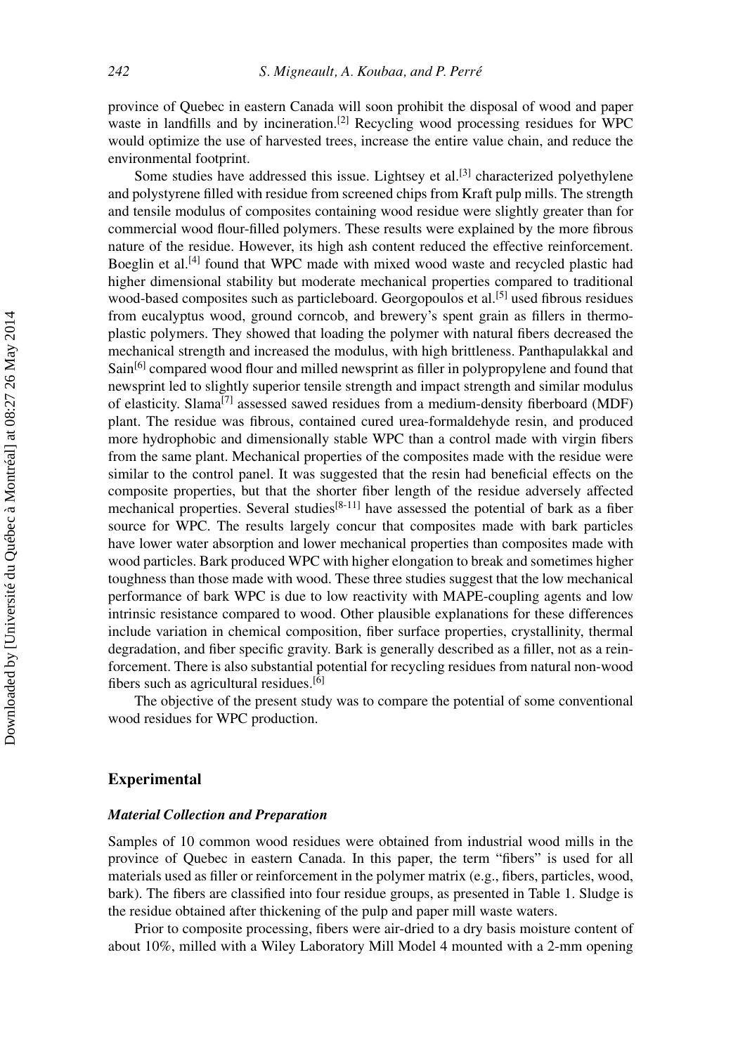province of Quebec in eastern Canada will soon prohibit the disposal of wood and paper waste in landfills and by incineration.[2] Recycling wood processing residues for WPC would optimize the use of harvested trees, increase the entire value chain, and reduce the environmental footprint.

Some studies have addressed this issue. Lightsey et al.[3] characterized polyethylene and polystyrene filled with residue from screened chips from Kraft pulp mills. The strength and tensile modulus of composites containing wood residue were slightly greater than for commercial wood flour-filled polymers. These results were explained by the more fibrous nature of the residue. However, its high ash content reduced the effective reinforcement. Boeglin et al.[4] found that WPC made with mixed wood waste and recycled plastic had higher dimensional stability but moderate mechanical properties compared to traditional wood-based composites such as particleboard. Georgopoulos et al.[5] used fibrous residues from eucalyptus wood, ground corncob, and brewery's spent grain as fillers in thermoplastic polymers. They showed that loading the polymer with natural fibers decreased the mechanical strength and increased the modulus, with high brittleness. Panthapulakkal and Sain[6] compared wood flour and milled newsprint as filler in polypropylene and found that newsprint led to slightly superior tensile strength and impact strength and similar modulus of elasticity. Slama[7] assessed sawed residues from a medium-density fiberboard (MDF) plant. The residue was fibrous, contained cured urea-formaldehyde resin, and produced more hydrophobic and dimensionally stable WPC than a control made with virgin fibers from the same plant. Mechanical properties of the composites made with the residue were similar to the control panel. It was suggested that the resin had beneficial effects on the composite properties, but that the shorter fiber length of the residue adversely affected mechanical properties. Several studies[8-11] have assessed the potential of bark as a fiber source for WPC. The results largely concur that composites made with bark particles have lower water absorption and lower mechanical properties than composites made with wood particles. Bark produced WPC with higher elongation to break and sometimes higher toughness than those made with wood. These three studies suggest that the low mechanical performance of bark WPC is due to low reactivity with MAPE-coupling agents and low intrinsic resistance compared to wood. Other plausible explanations for these differences include variation in chemical composition, fiber surface properties, crystallinity, thermal degradation, and fiber specific gravity. Bark is generally described as a filler, not as a reinforcement. There is also substantial potential for recycling residues from natural non-wood fibers such as agricultural residues.[6]

The objective of the present study was to compare the potential of some conventional wood residues for WPC production.

## Experimental

### *Material Collection and Preparation*

Samples of 10 common wood residues were obtained from industrial wood mills in the province of Quebec in eastern Canada. In this paper, the term "fibers" is used for all materials used as filler or reinforcement in the polymer matrix (e.g., fibers, particles, wood, bark). The fibers are classified into four residue groups, as presented in Table 1. Sludge is the residue obtained after thickening of the pulp and paper mill waste waters.

Prior to composite processing, fibers were air-dried to a dry basis moisture content of about 10%, milled with a Wiley Laboratory Mill Model 4 mounted with a 2-mm opening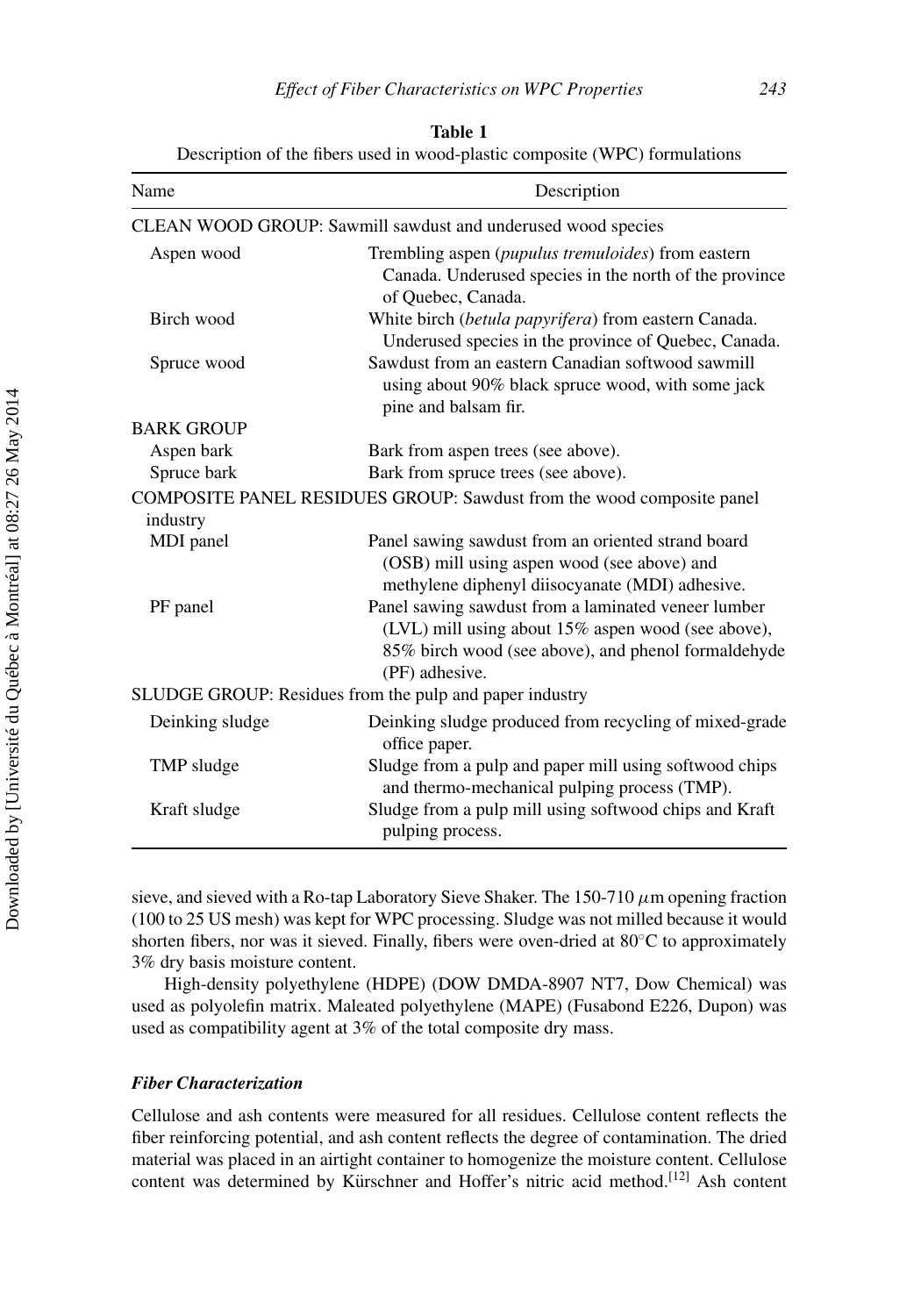**Table 1**
Description of the fibers used in wood-plastic composite (WPC) formulations

| Name | Description |
|---|---|
| CLEAN WOOD GROUP: Sawmill sawdust and underused wood species | |
| Aspen wood | Trembling aspen (*pupulus tremuloides*) from eastern Canada. Underused species in the north of the province of Quebec, Canada. |
| Birch wood | White birch (*betula papyrifera*) from eastern Canada. Underused species in the province of Quebec, Canada. |
| Spruce wood | Sawdust from an eastern Canadian softwood sawmill using about 90% black spruce wood, with some jack pine and balsam fir. |
| BARK GROUP | |
| Aspen bark | Bark from aspen trees (see above). |
| Spruce bark | Bark from spruce trees (see above). |
| COMPOSITE PANEL RESIDUES GROUP: Sawdust from the wood composite panel industry | |
| MDI panel | Panel sawing sawdust from an oriented strand board (OSB) mill using aspen wood (see above) and methylene diphenyl diisocyanate (MDI) adhesive. |
| PF panel | Panel sawing sawdust from a laminated veneer lumber (LVL) mill using about 15% aspen wood (see above), 85% birch wood (see above), and phenol formaldehyde (PF) adhesive. |
| SLUDGE GROUP: Residues from the pulp and paper industry | |
| Deinking sludge | Deinking sludge produced from recycling of mixed-grade office paper. |
| TMP sludge | Sludge from a pulp and paper mill using softwood chips and thermo-mechanical pulping process (TMP). |
| Kraft sludge | Sludge from a pulp mill using softwood chips and Kraft pulping process. |

sieve, and sieved with a Ro-tap Laboratory Sieve Shaker. The 150-710 $\mu$m opening fraction (100 to 25 US mesh) was kept for WPC processing. Sludge was not milled because it would shorten fibers, nor was it sieved. Finally, fibers were oven-dried at 80°C to approximately 3% dry basis moisture content.

High-density polyethylene (HDPE) (DOW DMDA-8907 NT7, Dow Chemical) was used as polyolefin matrix. Maleated polyethylene (MAPE) (Fusabond E226, Dupon) was used as compatibility agent at 3% of the total composite dry mass.

### *Fiber Characterization*

Cellulose and ash contents were measured for all residues. Cellulose content reflects the fiber reinforcing potential, and ash content reflects the degree of contamination. The dried material was placed in an airtight container to homogenize the moisture content. Cellulose content was determined by Kürschner and Hoffer's nitric acid method.[12] Ash content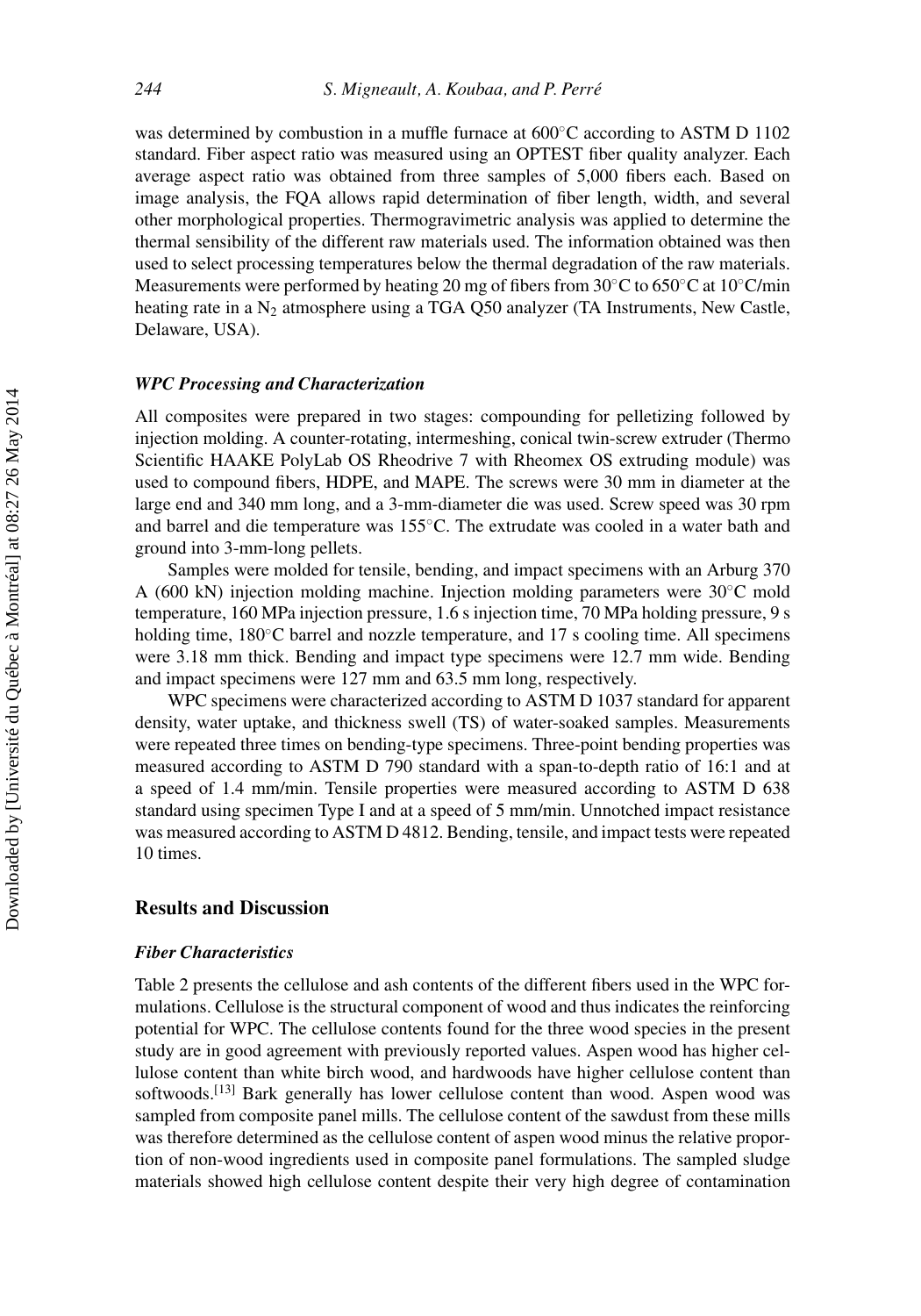was determined by combustion in a muffle furnace at 600°C according to ASTM D 1102 standard. Fiber aspect ratio was measured using an OPTEST fiber quality analyzer. Each average aspect ratio was obtained from three samples of 5,000 fibers each. Based on image analysis, the FQA allows rapid determination of fiber length, width, and several other morphological properties. Thermogravimetric analysis was applied to determine the thermal sensibility of the different raw materials used. The information obtained was then used to select processing temperatures below the thermal degradation of the raw materials. Measurements were performed by heating 20 mg of fibers from 30°C to 650°C at 10°C/min heating rate in a $N_2$ atmosphere using a TGA Q50 analyzer (TA Instruments, New Castle, Delaware, USA).

### *WPC Processing and Characterization*

All composites were prepared in two stages: compounding for pelletizing followed by injection molding. A counter-rotating, intermeshing, conical twin-screw extruder (Thermo Scientific HAAKE PolyLab OS Rheodrive 7 with Rheomex OS extruding module) was used to compound fibers, HDPE, and MAPE. The screws were 30 mm in diameter at the large end and 340 mm long, and a 3-mm-diameter die was used. Screw speed was 30 rpm and barrel and die temperature was 155°C. The extrudate was cooled in a water bath and ground into 3-mm-long pellets.

Samples were molded for tensile, bending, and impact specimens with an Arburg 370 A (600 kN) injection molding machine. Injection molding parameters were 30°C mold temperature, 160 MPa injection pressure, 1.6 s injection time, 70 MPa holding pressure, 9 s holding time, 180°C barrel and nozzle temperature, and 17 s cooling time. All specimens were 3.18 mm thick. Bending and impact type specimens were 12.7 mm wide. Bending and impact specimens were 127 mm and 63.5 mm long, respectively.

WPC specimens were characterized according to ASTM D 1037 standard for apparent density, water uptake, and thickness swell (TS) of water-soaked samples. Measurements were repeated three times on bending-type specimens. Three-point bending properties was measured according to ASTM D 790 standard with a span-to-depth ratio of 16:1 and at a speed of 1.4 mm/min. Tensile properties were measured according to ASTM D 638 standard using specimen Type I and at a speed of 5 mm/min. Unnotched impact resistance was measured according to ASTM D 4812. Bending, tensile, and impact tests were repeated 10 times.

## Results and Discussion

### *Fiber Characteristics*

Table 2 presents the cellulose and ash contents of the different fibers used in the WPC formulations. Cellulose is the structural component of wood and thus indicates the reinforcing potential for WPC. The cellulose contents found for the three wood species in the present study are in good agreement with previously reported values. Aspen wood has higher cellulose content than white birch wood, and hardwoods have higher cellulose content than softwoods.[13] Bark generally has lower cellulose content than wood. Aspen wood was sampled from composite panel mills. The cellulose content of the sawdust from these mills was therefore determined as the cellulose content of aspen wood minus the relative proportion of non-wood ingredients used in composite panel formulations. The sampled sludge materials showed high cellulose content despite their very high degree of contamination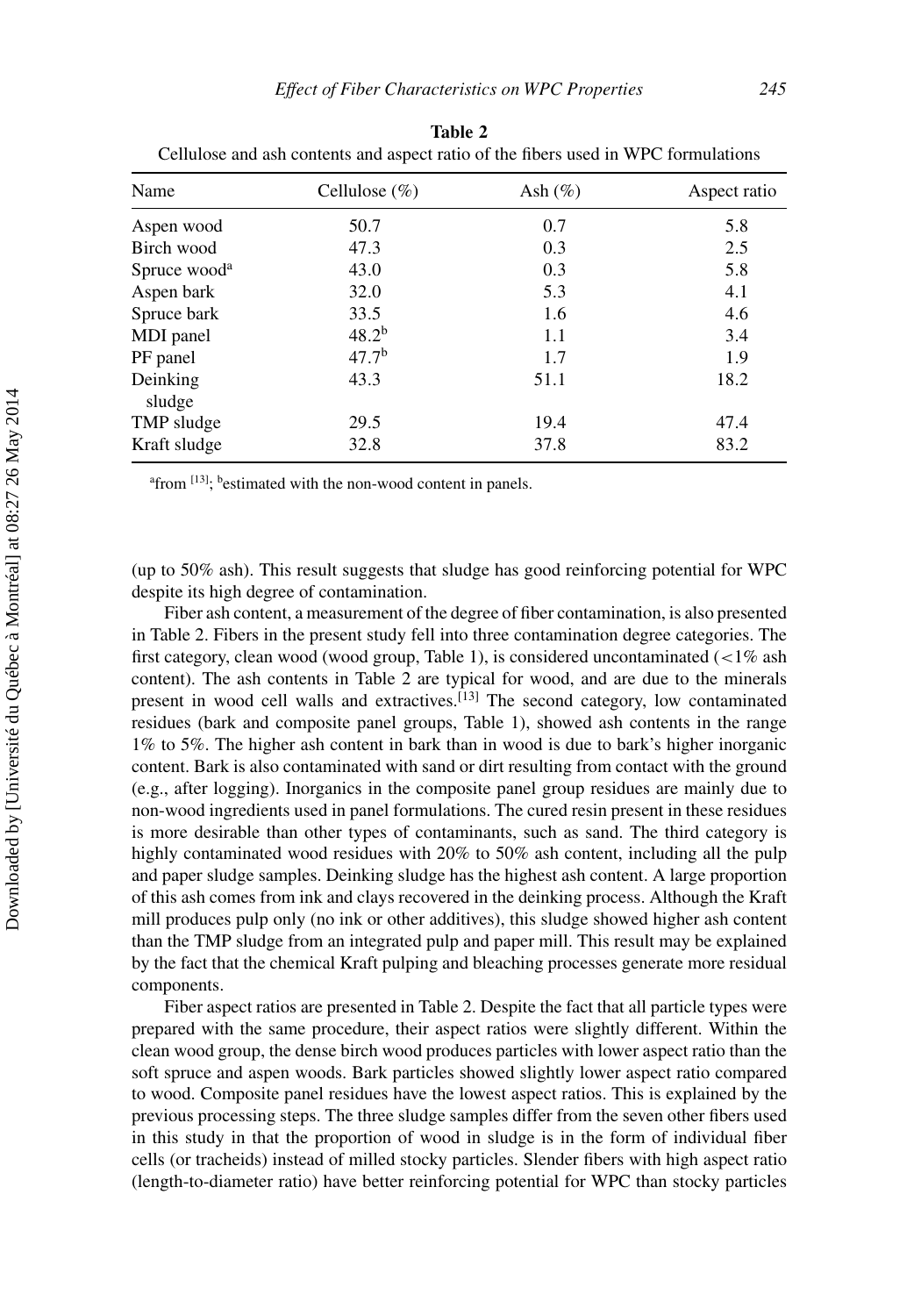**Table 2**
Cellulose and ash contents and aspect ratio of the fibers used in WPC formulations

| Name | Cellulose (%) | Ash (%) | Aspect ratio |
|---|---|---|---|
| Aspen wood | 50.7 | 0.7 | 5.8 |
| Birch wood | 47.3 | 0.3 | 2.5 |
| Spruce wood[a] | 43.0 | 0.3 | 5.8 |
| Aspen bark | 32.0 | 5.3 | 4.1 |
| Spruce bark | 33.5 | 1.6 | 4.6 |
| MDI panel | 48.2[b] | 1.1 | 3.4 |
| PF panel | 47.7[b] | 1.7 | 1.9 |
| Deinking sludge | 43.3 | 51.1 | 18.2 |
| TMP sludge | 29.5 | 19.4 | 47.4 |
| Kraft sludge | 32.8 | 37.8 | 83.2 |

[a]from [13]; [b]estimated with the non-wood content in panels.

(up to 50% ash). This result suggests that sludge has good reinforcing potential for WPC despite its high degree of contamination.

Fiber ash content, a measurement of the degree of fiber contamination, is also presented in Table 2. Fibers in the present study fell into three contamination degree categories. The first category, clean wood (wood group, Table 1), is considered uncontaminated ($<1\%$ ash content). The ash contents in Table 2 are typical for wood, and are due to the minerals present in wood cell walls and extractives.[13] The second category, low contaminated residues (bark and composite panel groups, Table 1), showed ash contents in the range 1% to 5%. The higher ash content in bark than in wood is due to bark's higher inorganic content. Bark is also contaminated with sand or dirt resulting from contact with the ground (e.g., after logging). Inorganics in the composite panel group residues are mainly due to non-wood ingredients used in panel formulations. The cured resin present in these residues is more desirable than other types of contaminants, such as sand. The third category is highly contaminated wood residues with 20% to 50% ash content, including all the pulp and paper sludge samples. Deinking sludge has the highest ash content. A large proportion of this ash comes from ink and clays recovered in the deinking process. Although the Kraft mill produces pulp only (no ink or other additives), this sludge showed higher ash content than the TMP sludge from an integrated pulp and paper mill. This result may be explained by the fact that the chemical Kraft pulping and bleaching processes generate more residual components.

Fiber aspect ratios are presented in Table 2. Despite the fact that all particle types were prepared with the same procedure, their aspect ratios were slightly different. Within the clean wood group, the dense birch wood produces particles with lower aspect ratio than the soft spruce and aspen woods. Bark particles showed slightly lower aspect ratio compared to wood. Composite panel residues have the lowest aspect ratios. This is explained by the previous processing steps. The three sludge samples differ from the seven other fibers used in this study in that the proportion of wood in sludge is in the form of individual fiber cells (or tracheids) instead of milled stocky particles. Slender fibers with high aspect ratio (length-to-diameter ratio) have better reinforcing potential for WPC than stocky particles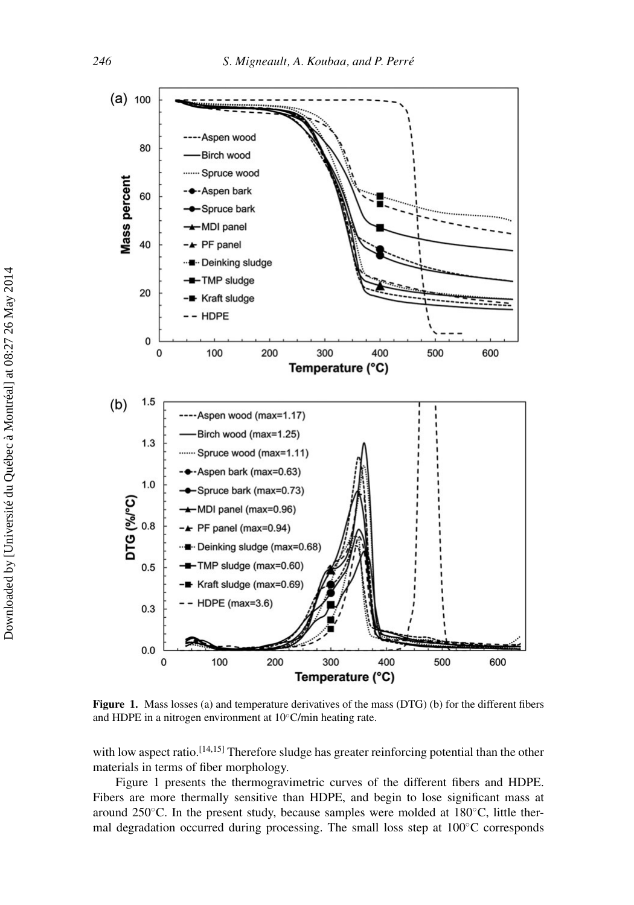**Figure 1.** Mass losses (a) and temperature derivatives of the mass (DTG) (b) for the different fibers and HDPE in a nitrogen environment at 10°C/min heating rate.

with low aspect ratio.[14,15] Therefore sludge has greater reinforcing potential than the other materials in terms of fiber morphology.

Figure 1 presents the thermogravimetric curves of the different fibers and HDPE. Fibers are more thermally sensitive than HDPE, and begin to lose significant mass at around 250°C. In the present study, because samples were molded at 180°C, little thermal degradation occurred during processing. The small loss step at 100°C corresponds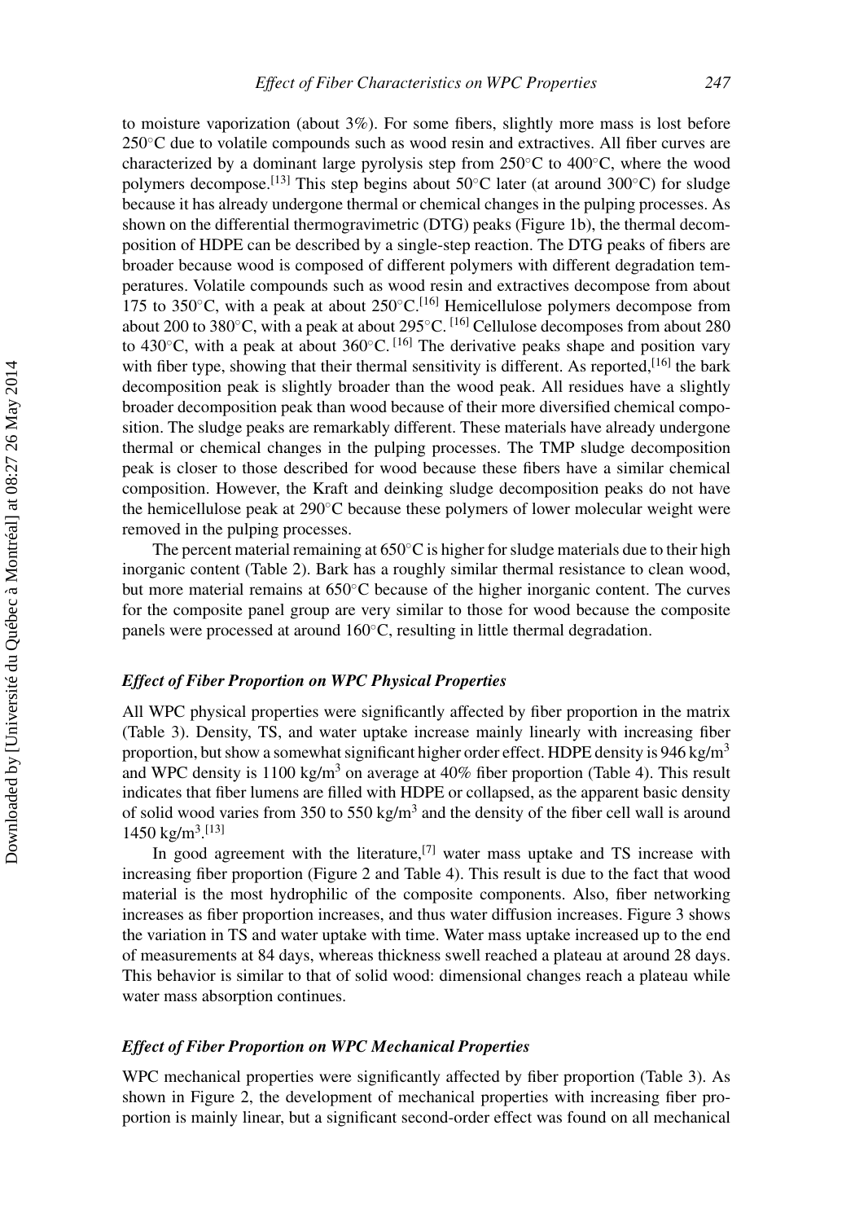to moisture vaporization (about 3%). For some fibers, slightly more mass is lost before 250°C due to volatile compounds such as wood resin and extractives. All fiber curves are characterized by a dominant large pyrolysis step from 250°C to 400°C, where the wood polymers decompose.[13] This step begins about 50°C later (at around 300°C) for sludge because it has already undergone thermal or chemical changes in the pulping processes. As shown on the differential thermogravimetric (DTG) peaks (Figure 1b), the thermal decomposition of HDPE can be described by a single-step reaction. The DTG peaks of fibers are broader because wood is composed of different polymers with different degradation temperatures. Volatile compounds such as wood resin and extractives decompose from about 175 to 350°C, with a peak at about 250°C.[16] Hemicellulose polymers decompose from about 200 to 380°C, with a peak at about 295°C. [16] Cellulose decomposes from about 280 to 430°C, with a peak at about 360°C. [16] The derivative peaks shape and position vary with fiber type, showing that their thermal sensitivity is different. As reported,[16] the bark decomposition peak is slightly broader than the wood peak. All residues have a slightly broader decomposition peak than wood because of their more diversified chemical composition. The sludge peaks are remarkably different. These materials have already undergone thermal or chemical changes in the pulping processes. The TMP sludge decomposition peak is closer to those described for wood because these fibers have a similar chemical composition. However, the Kraft and deinking sludge decomposition peaks do not have the hemicellulose peak at 290°C because these polymers of lower molecular weight were removed in the pulping processes.

The percent material remaining at 650°C is higher for sludge materials due to their high inorganic content (Table 2). Bark has a roughly similar thermal resistance to clean wood, but more material remains at 650°C because of the higher inorganic content. The curves for the composite panel group are very similar to those for wood because the composite panels were processed at around 160°C, resulting in little thermal degradation.

### *Effect of Fiber Proportion on WPC Physical Properties*

All WPC physical properties were significantly affected by fiber proportion in the matrix (Table 3). Density, TS, and water uptake increase mainly linearly with increasing fiber proportion, but show a somewhat significant higher order effect. HDPE density is 946 $kg/m^3$ and WPC density is 1100 $kg/m^3$ on average at 40% fiber proportion (Table 4). This result indicates that fiber lumens are filled with HDPE or collapsed, as the apparent basic density of solid wood varies from 350 to 550 $kg/m^3$ and the density of the fiber cell wall is around 1450 $kg/m^3$.[13]

In good agreement with the literature,[7] water mass uptake and TS increase with increasing fiber proportion (Figure 2 and Table 4). This result is due to the fact that wood material is the most hydrophilic of the composite components. Also, fiber networking increases as fiber proportion increases, and thus water diffusion increases. Figure 3 shows the variation in TS and water uptake with time. Water mass uptake increased up to the end of measurements at 84 days, whereas thickness swell reached a plateau at around 28 days. This behavior is similar to that of solid wood: dimensional changes reach a plateau while water mass absorption continues.

### *Effect of Fiber Proportion on WPC Mechanical Properties*

WPC mechanical properties were significantly affected by fiber proportion (Table 3). As shown in Figure 2, the development of mechanical properties with increasing fiber proportion is mainly linear, but a significant second-order effect was found on all mechanical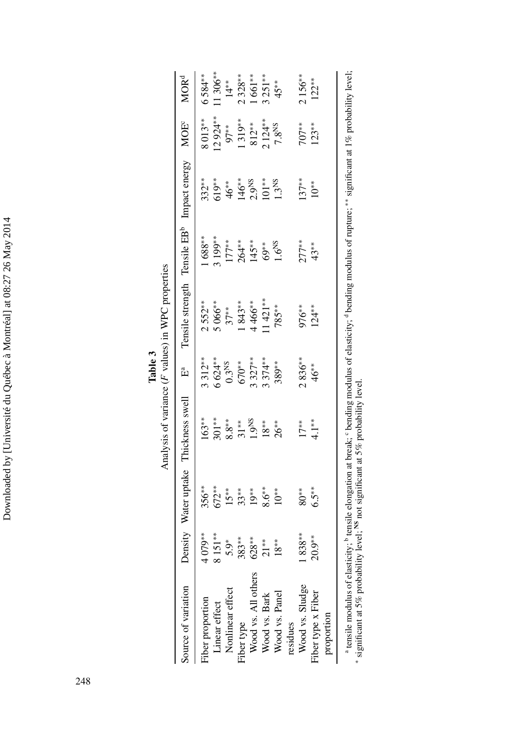**Table 3**

Analysis of variance ($F$ values) in WPC properties

| Source of variation | Density | Water uptake | Thickness swell | E[a] | Tensile strength | Tensile EB[b] | Impact energy | MOE[c] | MOR[d] |
|---|---|---|---|---|---|---|---|---|---|
| Fiber proportion | 4 079** | 356** | 163** | 3 312** | 2 552** | 1 688** | 332** | 8 013** | 6 584** |
| Linear effect | 8 151** | 672** | 301** | 6 624** | 5 066** | 3 199** | 619** | 12 924** | 11 306** |
| Nonlinear effect | 5.9* | 15** | 8.8** | 0.3[NS] | 37** | 177** | 46** | 97** | 14** |
| Fiber type | 383** | 33** | 31** | 670** | 1 843** | 264** | 146** | 1 319** | 2 328** |
| Wood vs. All others | 628** | 19** | 1.9[NS] | 3 327** | 4 466** | 145** | 2.9[NS] | 812** | 1 661** |
| Wood vs. Bark | 21** | 8.6** | 18** | 3 374** | 11 421** | 69** | 101** | 2 124** | 3 251** |
| Wood vs. Panel residues | 18** | 10** | 26** | 389** | 785** | 1.6[NS] | 1.3[NS] | 7.8[NS] | 45** |
| Wood vs. Sludge | 1 838** | 80** | 17** | 2 836** | 976** | 277** | 137** | 707** | 2 156** |
| Fiber type x Fiber proportion | 20.9** | 6.5** | 4.1** | 46** | 124** | 43** | 10** | 123** | 122** |

[a] tensile modulus of elasticity; [b] tensile elongation at break; [c] bending modulus of elasticity; [d] bending modulus of rupture; ** significant at 1% probability level; * significant at 5% probability level; [NS] not significant at 5% probability level.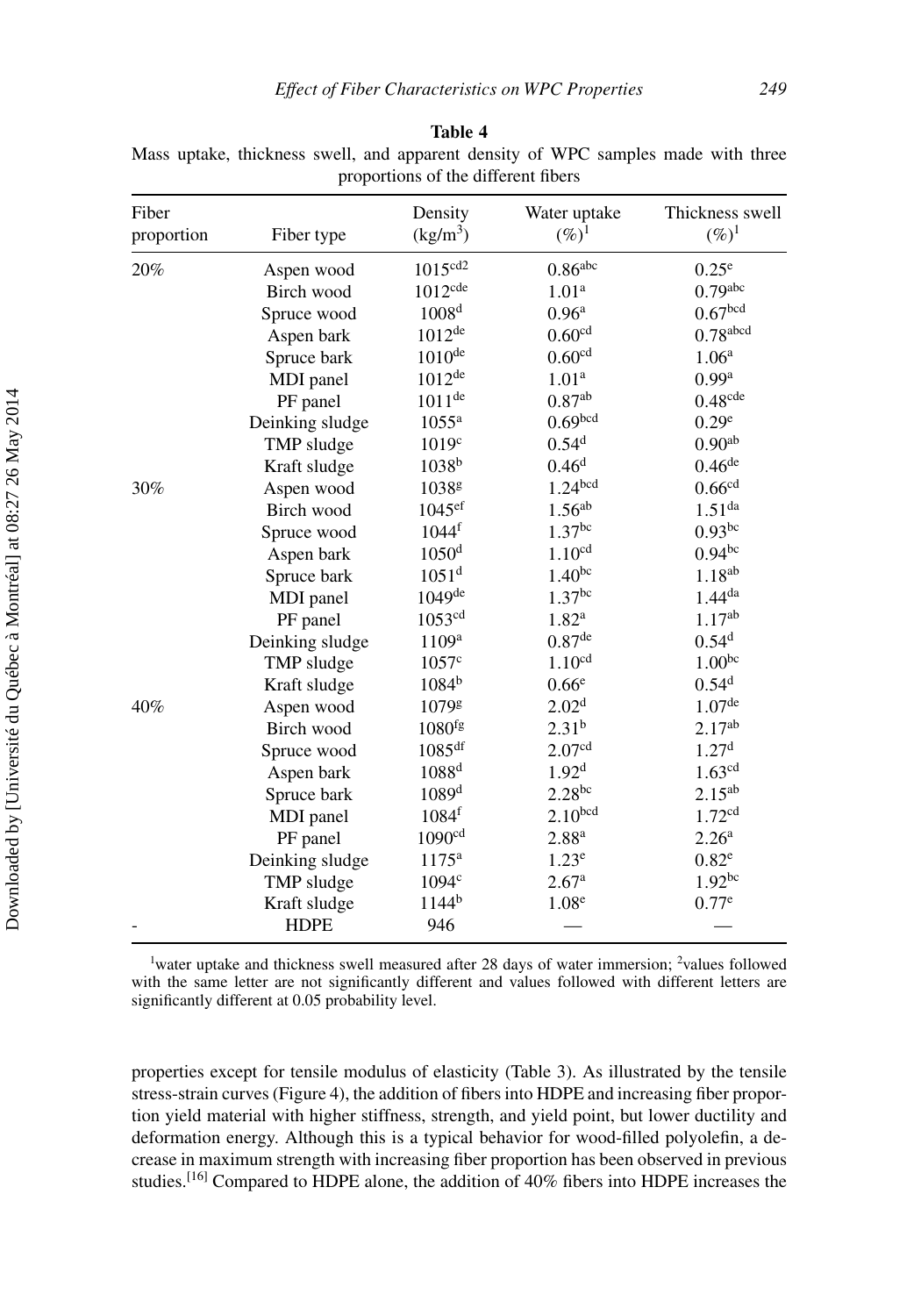**Table 4**
Mass uptake, thickness swell, and apparent density of WPC samples made with three proportions of the different fibers

| Fiber proportion | Fiber type | Density (kg/m³) | Water uptake (%)[1] | Thickness swell (%)[1] |
|---|---|---|---|---|
| 20% | Aspen wood | 1015[cd2] | 0.86[abc] | 0.25[e] |
| | Birch wood | 1012[cde] | 1.01[a] | 0.79[abc] |
| | Spruce wood | 1008[d] | 0.96[a] | 0.67[bcd] |
| | Aspen bark | 1012[de] | 0.60[cd] | 0.78[abcd] |
| | Spruce bark | 1010[de] | 0.60[cd] | 1.06[a] |
| | MDI panel | 1012[de] | 1.01[a] | 0.99[a] |
| | PF panel | 1011[de] | 0.87[ab] | 0.48[cde] |
| | Deinking sludge | 1055[a] | 0.69[bcd] | 0.29[e] |
| | TMP sludge | 1019[c] | 0.54[d] | 0.90[ab] |
| | Kraft sludge | 1038[b] | 0.46[d] | 0.46[de] |
| 30% | Aspen wood | 1038[g] | 1.24[bcd] | 0.66[cd] |
| | Birch wood | 1045[ef] | 1.56[ab] | 1.51[da] |
| | Spruce wood | 1044[f] | 1.37[bc] | 0.93[bc] |
| | Aspen bark | 1050[d] | 1.10[cd] | 0.94[bc] |
| | Spruce bark | 1051[d] | 1.40[bc] | 1.18[ab] |
| | MDI panel | 1049[de] | 1.37[bc] | 1.44[da] |
| | PF panel | 1053[cd] | 1.82[a] | 1.17[ab] |
| | Deinking sludge | 1109[a] | 0.87[de] | 0.54[d] |
| | TMP sludge | 1057[c] | 1.10[cd] | 1.00[bc] |
| | Kraft sludge | 1084[b] | 0.66[e] | 0.54[d] |
| 40% | Aspen wood | 1079[g] | 2.02[d] | 1.07[de] |
| | Birch wood | 1080[fg] | 2.31[b] | 2.17[ab] |
| | Spruce wood | 1085[df] | 2.07[cd] | 1.27[d] |
| | Aspen bark | 1088[d] | 1.92[d] | 1.63[cd] |
| | Spruce bark | 1089[d] | 2.28[bc] | 2.15[ab] |
| | MDI panel | 1084[f] | 2.10[bcd] | 1.72[cd] |
| | PF panel | 1090[cd] | 2.88[a] | 2.26[a] |
| | Deinking sludge | 1175[a] | 1.23[e] | 0.82[e] |
| | TMP sludge | 1094[c] | 2.67[a] | 1.92[bc] |
| | Kraft sludge | 1144[b] | 1.08[e] | 0.77[e] |
| - | HDPE | 946 | — | — |

[1]water uptake and thickness swell measured after 28 days of water immersion; [2]values followed with the same letter are not significantly different and values followed with different letters are significantly different at 0.05 probability level.

properties except for tensile modulus of elasticity (Table 3). As illustrated by the tensile stress-strain curves (Figure 4), the addition of fibers into HDPE and increasing fiber proportion yield material with higher stiffness, strength, and yield point, but lower ductility and deformation energy. Although this is a typical behavior for wood-filled polyolefin, a decrease in maximum strength with increasing fiber proportion has been observed in previous studies.[16] Compared to HDPE alone, the addition of 40% fibers into HDPE increases the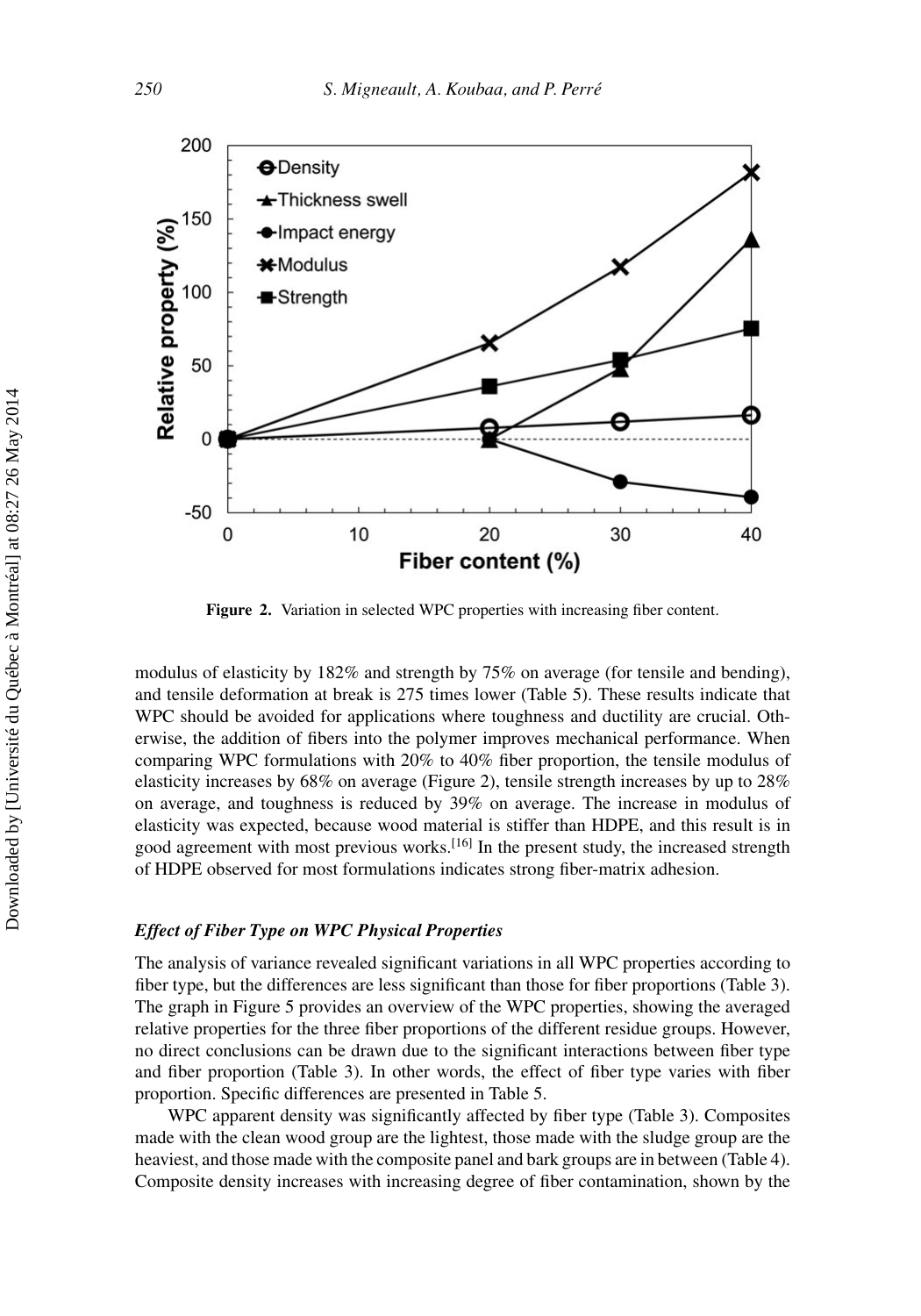**Figure 2.** Variation in selected WPC properties with increasing fiber content.

modulus of elasticity by 182% and strength by 75% on average (for tensile and bending), and tensile deformation at break is 275 times lower (Table 5). These results indicate that WPC should be avoided for applications where toughness and ductility are crucial. Otherwise, the addition of fibers into the polymer improves mechanical performance. When comparing WPC formulations with 20% to 40% fiber proportion, the tensile modulus of elasticity increases by 68% on average (Figure 2), tensile strength increases by up to 28% on average, and toughness is reduced by 39% on average. The increase in modulus of elasticity was expected, because wood material is stiffer than HDPE, and this result is in good agreement with most previous works.[16] In the present study, the increased strength of HDPE observed for most formulations indicates strong fiber-matrix adhesion.

### *Effect of Fiber Type on WPC Physical Properties*

The analysis of variance revealed significant variations in all WPC properties according to fiber type, but the differences are less significant than those for fiber proportions (Table 3). The graph in Figure 5 provides an overview of the WPC properties, showing the averaged relative properties for the three fiber proportions of the different residue groups. However, no direct conclusions can be drawn due to the significant interactions between fiber type and fiber proportion (Table 3). In other words, the effect of fiber type varies with fiber proportion. Specific differences are presented in Table 5.

WPC apparent density was significantly affected by fiber type (Table 3). Composites made with the clean wood group are the lightest, those made with the sludge group are the heaviest, and those made with the composite panel and bark groups are in between (Table 4). Composite density increases with increasing degree of fiber contamination, shown by the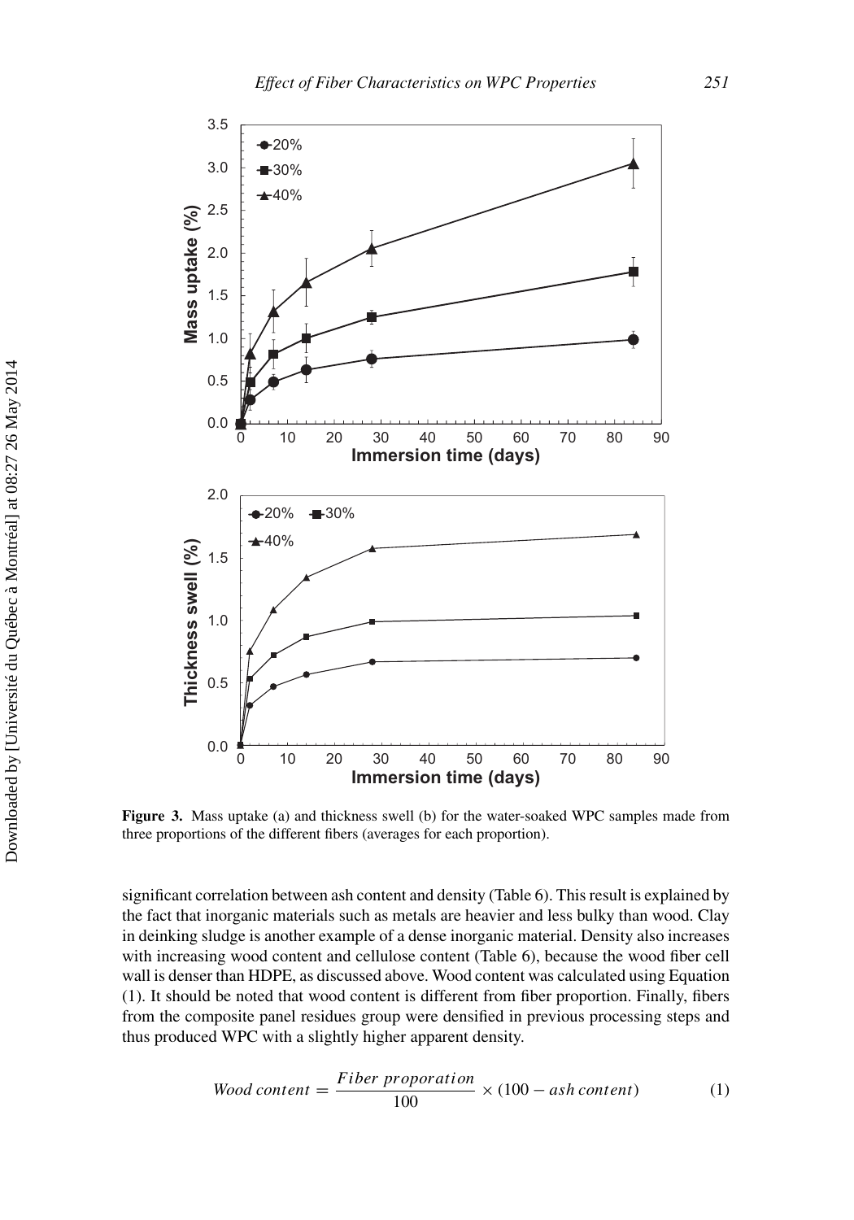**Figure 3.** Mass uptake (a) and thickness swell (b) for the water-soaked WPC samples made from three proportions of the different fibers (averages for each proportion).

significant correlation between ash content and density (Table 6). This result is explained by the fact that inorganic materials such as metals are heavier and less bulky than wood. Clay in deinking sludge is another example of a dense inorganic material. Density also increases with increasing wood content and cellulose content (Table 6), because the wood fiber cell wall is denser than HDPE, as discussed above. Wood content was calculated using Equation (1). It should be noted that wood content is different from fiber proportion. Finally, fibers from the composite panel residues group were densified in previous processing steps and thus produced WPC with a slightly higher apparent density.

$$Wood\ content = \frac{Fiber\ proporation}{100} \times (100 - ash\ content) \tag{1}$$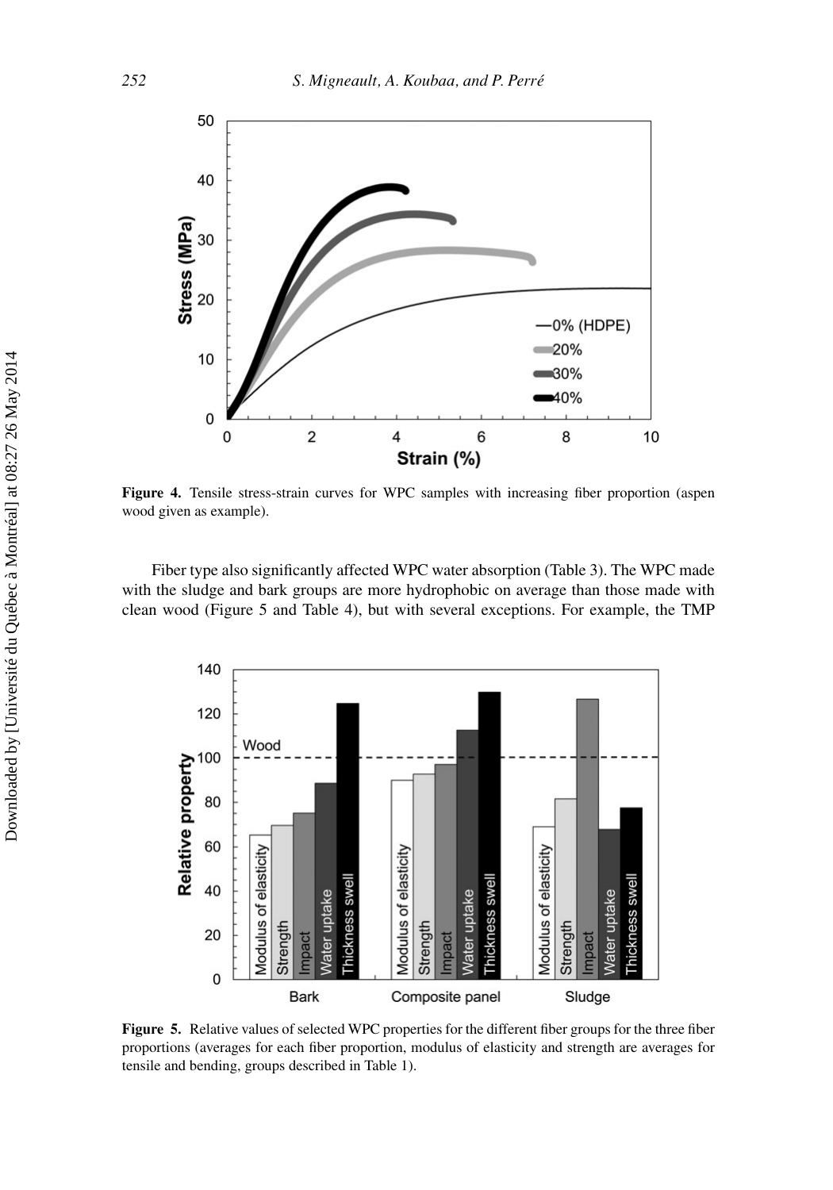Figure 4. Tensile stress-strain curves for WPC samples with increasing fiber proportion (aspen wood given as example).

Fiber type also significantly affected WPC water absorption (Table 3). The WPC made with the sludge and bark groups are more hydrophobic on average than those made with clean wood (Figure 5 and Table 4), but with several exceptions. For example, the TMP

Figure 5. Relative values of selected WPC properties for the different fiber groups for the three fiber proportions (averages for each fiber proportion, modulus of elasticity and strength are averages for tensile and bending, groups described in Table 1).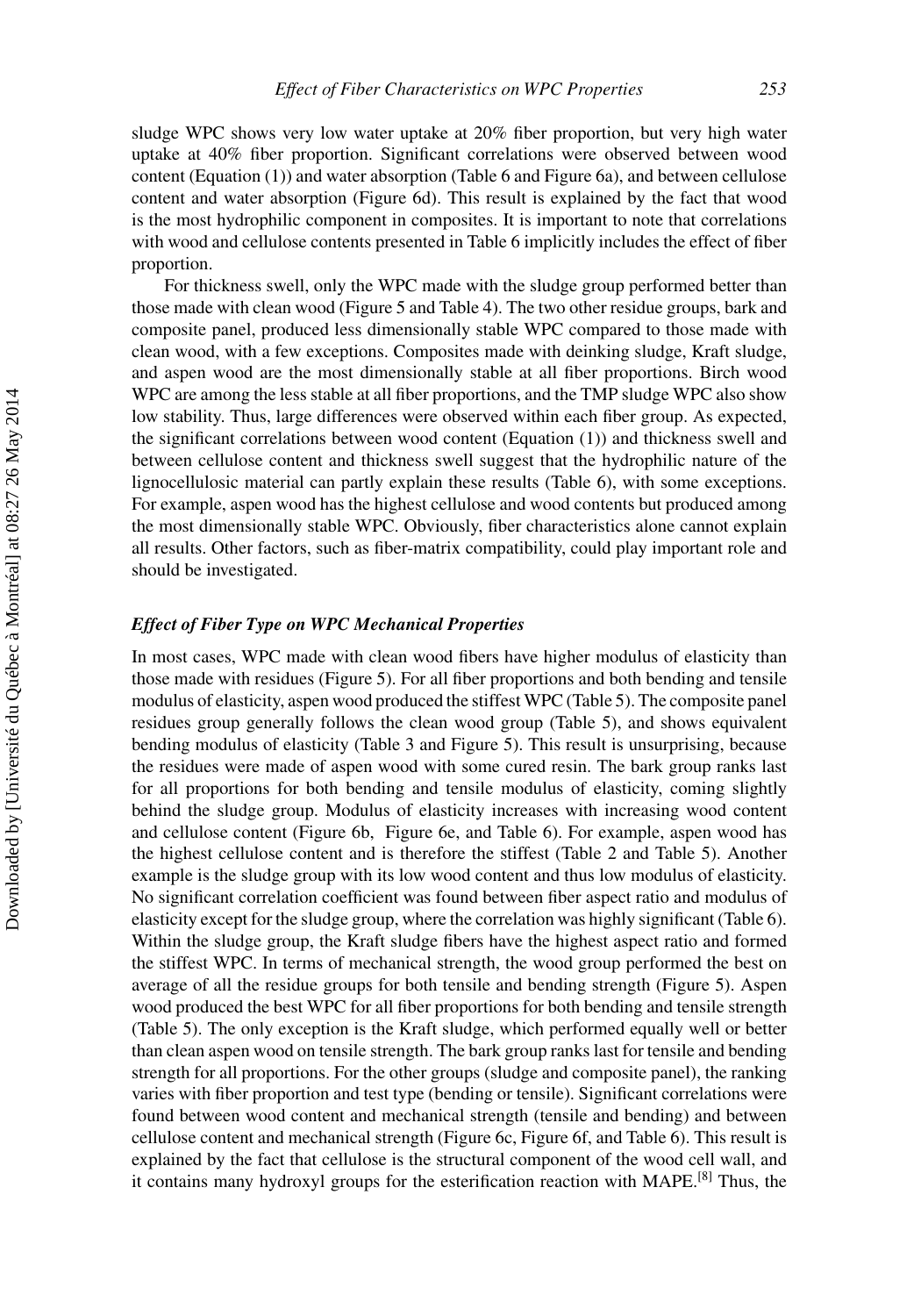sludge WPC shows very low water uptake at 20% fiber proportion, but very high water uptake at 40% fiber proportion. Significant correlations were observed between wood content (Equation (1)) and water absorption (Table 6 and Figure 6a), and between cellulose content and water absorption (Figure 6d). This result is explained by the fact that wood is the most hydrophilic component in composites. It is important to note that correlations with wood and cellulose contents presented in Table 6 implicitly includes the effect of fiber proportion.

For thickness swell, only the WPC made with the sludge group performed better than those made with clean wood (Figure 5 and Table 4). The two other residue groups, bark and composite panel, produced less dimensionally stable WPC compared to those made with clean wood, with a few exceptions. Composites made with deinking sludge, Kraft sludge, and aspen wood are the most dimensionally stable at all fiber proportions. Birch wood WPC are among the less stable at all fiber proportions, and the TMP sludge WPC also show low stability. Thus, large differences were observed within each fiber group. As expected, the significant correlations between wood content (Equation (1)) and thickness swell and between cellulose content and thickness swell suggest that the hydrophilic nature of the lignocellulosic material can partly explain these results (Table 6), with some exceptions. For example, aspen wood has the highest cellulose and wood contents but produced among the most dimensionally stable WPC. Obviously, fiber characteristics alone cannot explain all results. Other factors, such as fiber-matrix compatibility, could play important role and should be investigated.

### *Effect of Fiber Type on WPC Mechanical Properties*

In most cases, WPC made with clean wood fibers have higher modulus of elasticity than those made with residues (Figure 5). For all fiber proportions and both bending and tensile modulus of elasticity, aspen wood produced the stiffest WPC (Table 5). The composite panel residues group generally follows the clean wood group (Table 5), and shows equivalent bending modulus of elasticity (Table 3 and Figure 5). This result is unsurprising, because the residues were made of aspen wood with some cured resin. The bark group ranks last for all proportions for both bending and tensile modulus of elasticity, coming slightly behind the sludge group. Modulus of elasticity increases with increasing wood content and cellulose content (Figure 6b, Figure 6e, and Table 6). For example, aspen wood has the highest cellulose content and is therefore the stiffest (Table 2 and Table 5). Another example is the sludge group with its low wood content and thus low modulus of elasticity. No significant correlation coefficient was found between fiber aspect ratio and modulus of elasticity except for the sludge group, where the correlation was highly significant (Table 6). Within the sludge group, the Kraft sludge fibers have the highest aspect ratio and formed the stiffest WPC. In terms of mechanical strength, the wood group performed the best on average of all the residue groups for both tensile and bending strength (Figure 5). Aspen wood produced the best WPC for all fiber proportions for both bending and tensile strength (Table 5). The only exception is the Kraft sludge, which performed equally well or better than clean aspen wood on tensile strength. The bark group ranks last for tensile and bending strength for all proportions. For the other groups (sludge and composite panel), the ranking varies with fiber proportion and test type (bending or tensile). Significant correlations were found between wood content and mechanical strength (tensile and bending) and between cellulose content and mechanical strength (Figure 6c, Figure 6f, and Table 6). This result is explained by the fact that cellulose is the structural component of the wood cell wall, and it contains many hydroxyl groups for the esterification reaction with MAPE.[8] Thus, the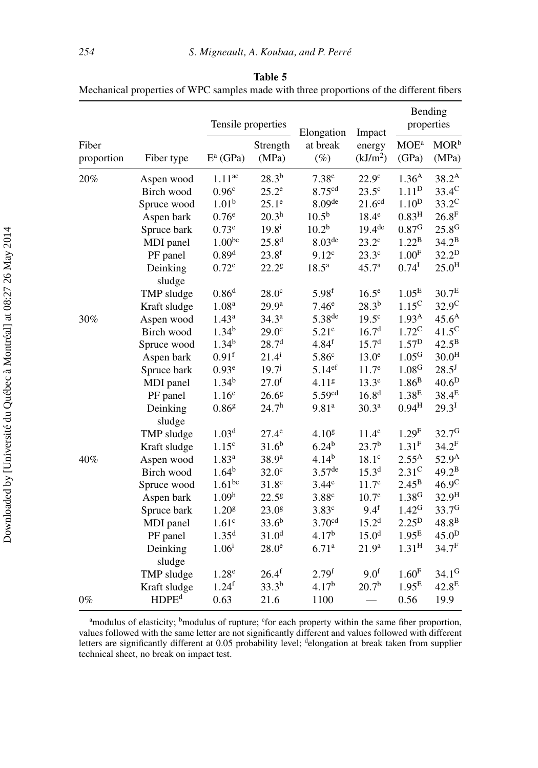**Table 5**
Mechanical properties of WPC samples made with three proportions of the different fibers

| Fiber proportion | Fiber type | Tensile properties | | Elongation at break (%) | Impact energy (kJ/m$^2$) | Bending properties | |
|---|---|---|---|---|---|---|---|
| | | E[a] (GPa) | Strength (MPa) | | | MOE[a] (GPa) | MOR[b] (MPa) |
| 20% | Aspen wood | 1.11[ac] | 28.3[b] | 7.38[e] | 22.9[c] | 1.36[A] | 38.2[A] |
| | Birch wood | 0.96[c] | 25.2[e] | 8.75[cd] | 23.5[c] | 1.11[D] | 33.4[C] |
| | Spruce wood | 1.01[b] | 25.1[e] | 8.09[de] | 21.6[cd] | 1.10[D] | 33.2[C] |
| | Aspen bark | 0.76[e] | 20.3[h] | 10.5[b] | 18.4[e] | 0.83[H] | 26.8[F] |
| | Spruce bark | 0.73[e] | 19.8[i] | 10.2[b] | 19.4[de] | 0.87[G] | 25.8[G] |
| | MDI panel | 1.00[bc] | 25.8[d] | 8.03[de] | 23.2[c] | 1.22[B] | 34.2[B] |
| | PF panel | 0.89[d] | 23.8[f] | 9.12[c] | 23.3[c] | 1.00[F] | 32.2[D] |
| | Deinking sludge | 0.72[e] | 22.2[g] | 18.5[a] | 45.7[a] | 0.74[I] | 25.0[H] |
| | TMP sludge | 0.86[d] | 28.0[c] | 5.98[f] | 16.5[e] | 1.05[E] | 30.7[E] |
| | Kraft sludge | 1.08[a] | 29.9[a] | 7.46[e] | 28.3[b] | 1.15[C] | 32.9[C] |
| 30% | Aspen wood | 1.43[a] | 34.3[a] | 5.38[de] | 19.5[c] | 1.93[A] | 45.6[A] |
| | Birch wood | 1.34[b] | 29.0[c] | 5.21[e] | 16.7[d] | 1.72[C] | 41.5[C] |
| | Spruce wood | 1.34[b] | 28.7[d] | 4.84[f] | 15.7[d] | 1.57[D] | 42.5[B] |
| | Aspen bark | 0.91[f] | 21.4[i] | 5.86[c] | 13.0[e] | 1.05[G] | 30.0[H] |
| | Spruce bark | 0.93[e] | 19.7[j] | 5.14[ef] | 11.7[e] | 1.08[G] | 28.5[J] |
| | MDI panel | 1.34[b] | 27.0[f] | 4.11[g] | 13.3[e] | 1.86[B] | 40.6[D] |
| | PF panel | 1.16[c] | 26.6[g] | 5.59[cd] | 16.8[d] | 1.38[E] | 38.4[E] |
| | Deinking sludge | 0.86[g] | 24.7[h] | 9.81[a] | 30.3[a] | 0.94[H] | 29.3[I] |
| | TMP sludge | 1.03[d] | 27.4[e] | 4.10[g] | 11.4[e] | 1.29[F] | 32.7[G] |
| | Kraft sludge | 1.15[c] | 31.6[b] | 6.24[b] | 23.7[b] | 1.31[F] | 34.2[F] |
| 40% | Aspen wood | 1.83[a] | 38.9[a] | 4.14[b] | 18.1[c] | 2.55[A] | 52.9[A] |
| | Birch wood | 1.64[b] | 32.0[c] | 3.57[de] | 15.3[d] | 2.31[C] | 49.2[B] |
| | Spruce wood | 1.61[bc] | 31.8[c] | 3.44[e] | 11.7[e] | 2.45[B] | 46.9[C] |
| | Aspen bark | 1.09[h] | 22.5[g] | 3.88[c] | 10.7[e] | 1.38[G] | 32.9[H] |
| | Spruce bark | 1.20[g] | 23.0[g] | 3.83[c] | 9.4[f] | 1.42[G] | 33.7[G] |
| | MDI panel | 1.61[c] | 33.6[b] | 3.70[cd] | 15.2[d] | 2.25[D] | 48.8[B] |
| | PF panel | 1.35[d] | 31.0[d] | 4.17[b] | 15.0[d] | 1.95[E] | 45.0[D] |
| | Deinking sludge | 1.06[i] | 28.0[e] | 6.71[a] | 21.9[a] | 1.31[H] | 34.7[F] |
| | TMP sludge | 1.28[e] | 26.4[f] | 2.79[f] | 9.0[f] | 1.60[F] | 34.1[G] |
| | Kraft sludge | 1.24[f] | 33.3[b] | 4.17[b] | 20.7[b] | 1.95[E] | 42.8[E] |
| 0% | HDPE[d] | 0.63 | 21.6 | 1100 | — | 0.56 | 19.9 |

[a]modulus of elasticity; [b]modulus of rupture; [c]for each property within the same fiber proportion, values followed with the same letter are not significantly different and values followed with different letters are significantly different at 0.05 probability level; [d]elongation at break taken from supplier technical sheet, no break on impact test.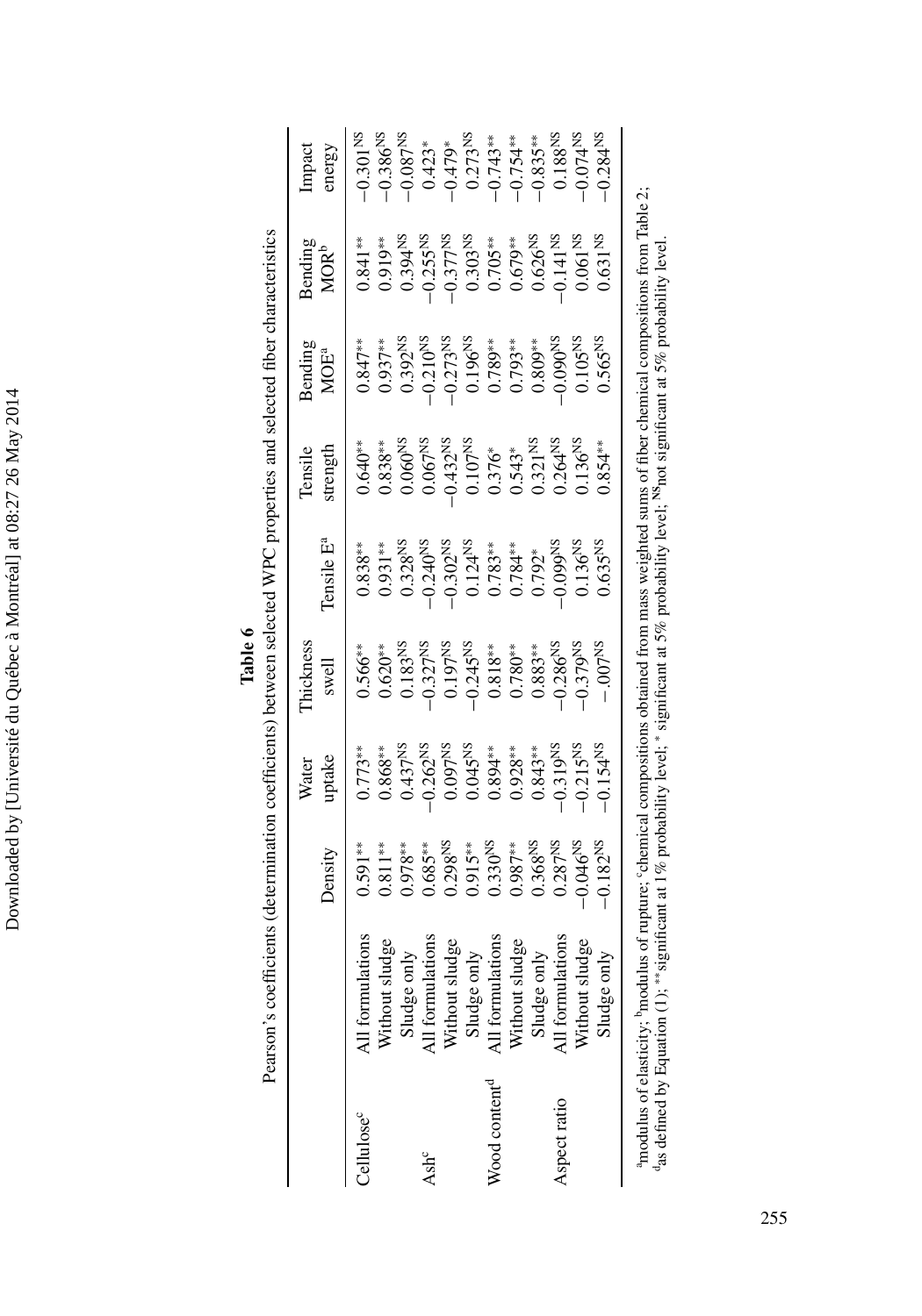**Table 6**

Pearson's coefficients (determination coefficients) between selected WPC properties and selected fiber characteristics

| | | Density | Water uptake | Thickness swell | Tensile E[a] | Tensile strength | Bending MOE[a] | Bending MOR[b] | Impact energy |
|---|---|---|---|---|---|---|---|---|---|
| Cellulose[c] | All formulations | 0.591** | 0.773** | 0.566** | 0.838** | 0.640** | 0.847** | 0.841** | −0.301[NS] |
| | Without sludge | 0.811** | 0.868** | 0.620** | 0.931** | 0.838** | 0.937** | 0.919** | −0.386[NS] |
| | Sludge only | 0.978** | 0.437[NS] | 0.183[NS] | 0.328[NS] | 0.060[NS] | 0.392[NS] | 0.394[NS] | −0.087[NS] |
| Ash[c] | All formulations | 0.685** | −0.262[NS] | −0.327[NS] | −0.240[NS] | 0.067[NS] | −0.210[NS] | −0.255[NS] | 0.423* |
| | Without sludge | 0.298[NS] | 0.097[NS] | 0.197[NS] | −0.302[NS] | −0.432[NS] | −0.273[NS] | −0.377[NS] | −0.479* |
| | Sludge only | 0.915** | 0.045[NS] | −0.245[NS] | 0.124[NS] | 0.107[NS] | 0.196[NS] | 0.303[NS] | 0.273[NS] |
| Wood content[d] | All formulations | 0.330[NS] | 0.894** | 0.818** | 0.783** | 0.376* | 0.789** | 0.705** | −0.743** |
| | Without sludge | 0.987** | 0.928** | 0.780** | 0.784** | 0.543* | 0.793** | 0.679** | −0.754** |
| | Sludge only | 0.368[NS] | 0.843** | 0.883** | 0.792* | 0.321[NS] | 0.809** | 0.626[NS] | −0.835** |
| Aspect ratio | All formulations | 0.287[NS] | −0.319[NS] | −0.286[NS] | −0.099[NS] | 0.264[NS] | −0.090[NS] | −0.141[NS] | 0.188[NS] |
| | Without sludge | −0.046[NS] | −0.215[NS] | −0.379[NS] | 0.136[NS] | 0.136[NS] | 0.105[NS] | 0.061[NS] | −0.074[NS] |
| | Sludge only | −0.182[NS] | −0.154[NS] | −.007[NS] | 0.635[NS] | 0.854** | 0.565[NS] | 0.631[NS] | −0.284[NS] |

[a]modulus of elasticity; [b]modulus of rupture; [c]chemical compositions obtained from mass weighted sums of fiber chemical compositions from Table 2; [d]as defined by Equation (1); **significant at 1% probability level; * significant at 5% probability level; [NS]not significant at 5% probability level.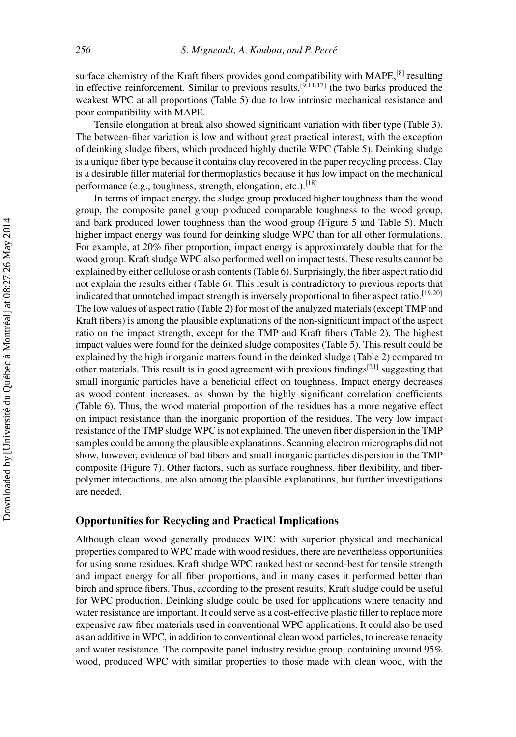surface chemistry of the Kraft fibers provides good compatibility with MAPE,[8] resulting in effective reinforcement. Similar to previous results,[9,11,17] the two barks produced the weakest WPC at all proportions (Table 5) due to low intrinsic mechanical resistance and poor compatibility with MAPE.

Tensile elongation at break also showed significant variation with fiber type (Table 3). The between-fiber variation is low and without great practical interest, with the exception of deinking sludge fibers, which produced highly ductile WPC (Table 5). Deinking sludge is a unique fiber type because it contains clay recovered in the paper recycling process. Clay is a desirable filler material for thermoplastics because it has low impact on the mechanical performance (e.g., toughness, strength, elongation, etc.).[18]

In terms of impact energy, the sludge group produced higher toughness than the wood group, the composite panel group produced comparable toughness to the wood group, and bark produced lower toughness than the wood group (Figure 5 and Table 5). Much higher impact energy was found for deinking sludge WPC than for all other formulations. For example, at 20% fiber proportion, impact energy is approximately double that for the wood group. Kraft sludge WPC also performed well on impact tests. These results cannot be explained by either cellulose or ash contents (Table 6). Surprisingly, the fiber aspect ratio did not explain the results either (Table 6). This result is contradictory to previous reports that indicated that unnotched impact strength is inversely proportional to fiber aspect ratio.[19,20] The low values of aspect ratio (Table 2) for most of the analyzed materials (except TMP and Kraft fibers) is among the plausible explanations of the non-significant impact of the aspect ratio on the impact strength, except for the TMP and Kraft fibers (Table 2). The highest impact values were found for the deinked sludge composites (Table 5). This result could be explained by the high inorganic matters found in the deinked sludge (Table 2) compared to other materials. This result is in good agreement with previous findings[21] suggesting that small inorganic particles have a beneficial effect on toughness. Impact energy decreases as wood content increases, as shown by the highly significant correlation coefficients (Table 6). Thus, the wood material proportion of the residues has a more negative effect on impact resistance than the inorganic proportion of the residues. The very low impact resistance of the TMP sludge WPC is not explained. The uneven fiber dispersion in the TMP samples could be among the plausible explanations. Scanning electron micrographs did not show, however, evidence of bad fibers and small inorganic particles dispersion in the TMP composite (Figure 7). Other factors, such as surface roughness, fiber flexibility, and fiber-polymer interactions, are also among the plausible explanations, but further investigations are needed.

## Opportunities for Recycling and Practical Implications

Although clean wood generally produces WPC with superior physical and mechanical properties compared to WPC made with wood residues, there are nevertheless opportunities for using some residues. Kraft sludge WPC ranked best or second-best for tensile strength and impact energy for all fiber proportions, and in many cases it performed better than birch and spruce fibers. Thus, according to the present results, Kraft sludge could be useful for WPC production. Deinking sludge could be used for applications where tenacity and water resistance are important. It could serve as a cost-effective plastic filler to replace more expensive raw fiber materials used in conventional WPC applications. It could also be used as an additive in WPC, in addition to conventional clean wood particles, to increase tenacity and water resistance. The composite panel industry residue group, containing around 95% wood, produced WPC with similar properties to those made with clean wood, with the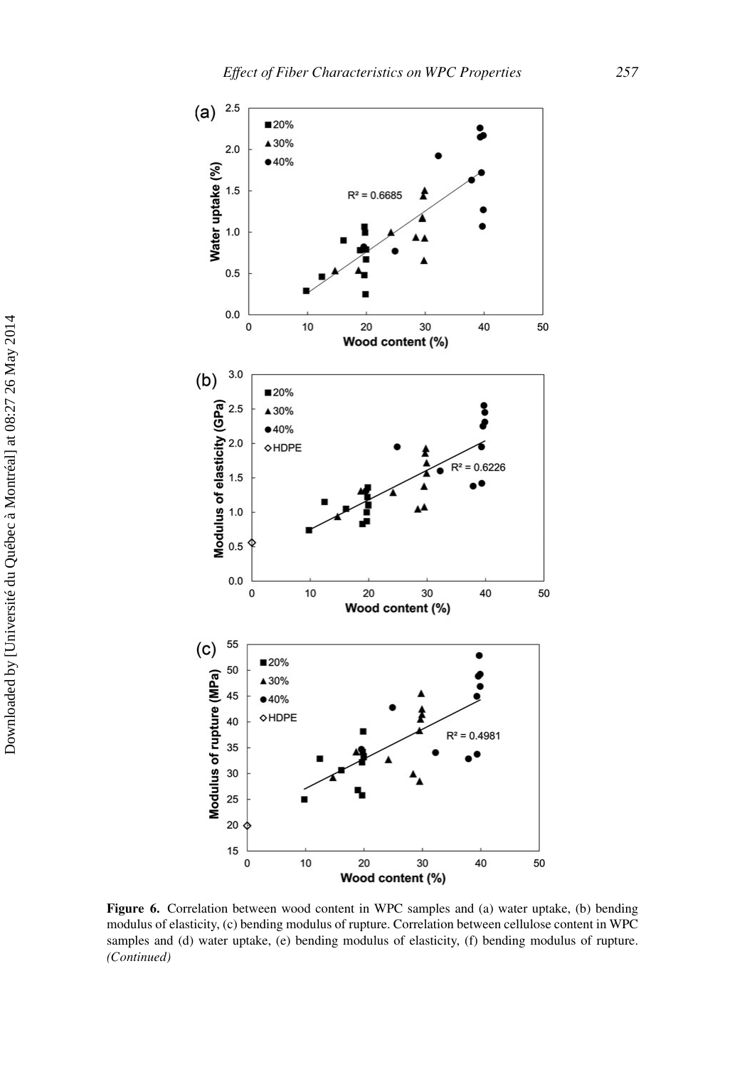**Figure 6.** Correlation between wood content in WPC samples and (a) water uptake, (b) bending modulus of elasticity, (c) bending modulus of rupture. Correlation between cellulose content in WPC samples and (d) water uptake, (e) bending modulus of elasticity, (f) bending modulus of rupture. *(Continued)*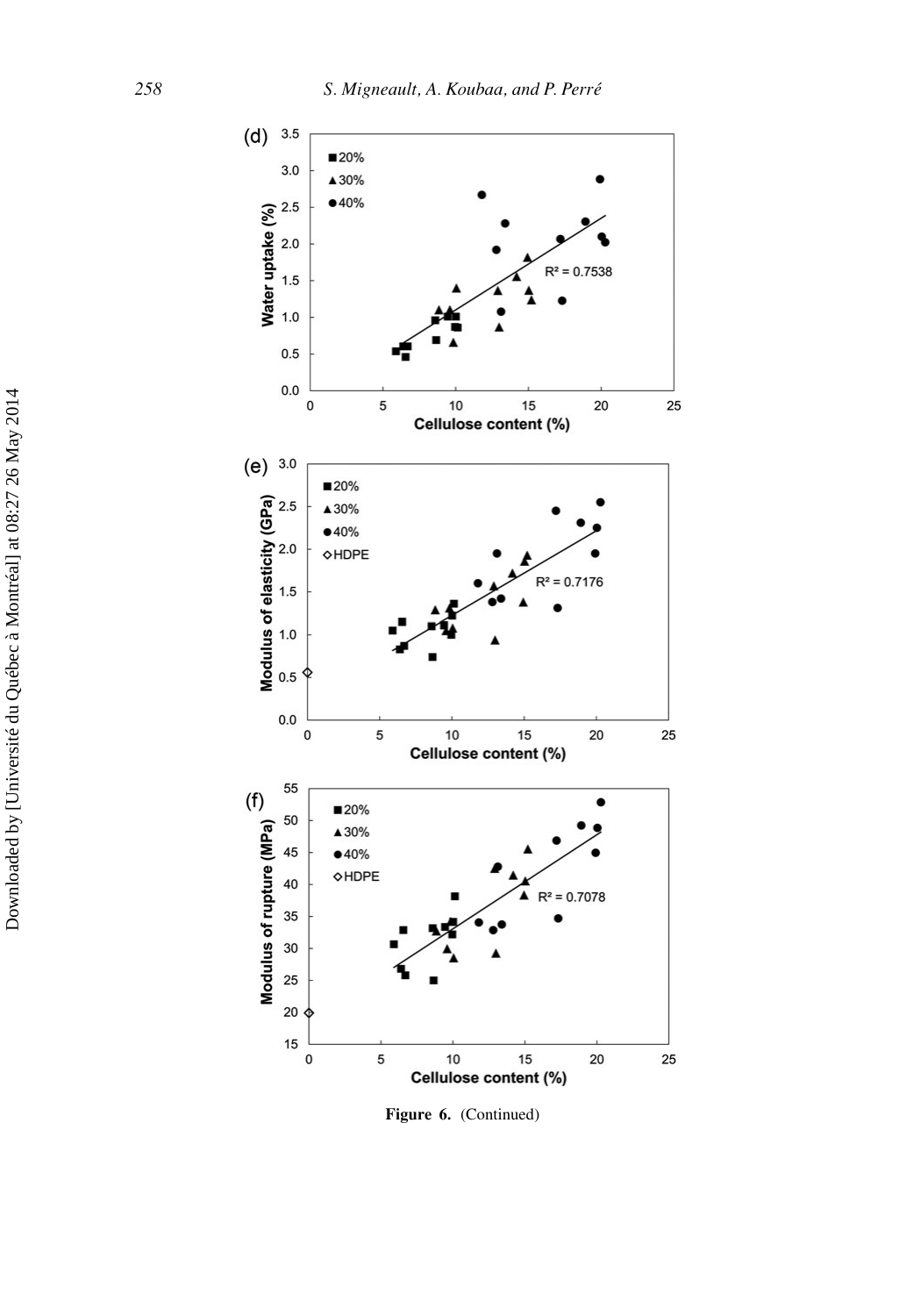**Figure 6.** (Continued)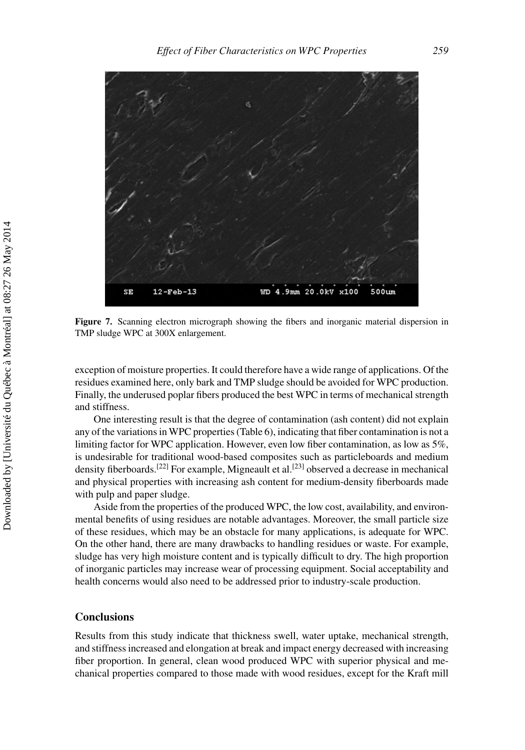**Figure 7.** Scanning electron micrograph showing the fibers and inorganic material dispersion in TMP sludge WPC at 300X enlargement.

exception of moisture properties. It could therefore have a wide range of applications. Of the residues examined here, only bark and TMP sludge should be avoided for WPC production. Finally, the underused poplar fibers produced the best WPC in terms of mechanical strength and stiffness.

One interesting result is that the degree of contamination (ash content) did not explain any of the variations in WPC properties (Table 6), indicating that fiber contamination is not a limiting factor for WPC application. However, even low fiber contamination, as low as 5%, is undesirable for traditional wood-based composites such as particleboards and medium density fiberboards.[22] For example, Migneault et al.[23] observed a decrease in mechanical and physical properties with increasing ash content for medium-density fiberboards made with pulp and paper sludge.

Aside from the properties of the produced WPC, the low cost, availability, and environmental benefits of using residues are notable advantages. Moreover, the small particle size of these residues, which may be an obstacle for many applications, is adequate for WPC. On the other hand, there are many drawbacks to handling residues or waste. For example, sludge has very high moisture content and is typically difficult to dry. The high proportion of inorganic particles may increase wear of processing equipment. Social acceptability and health concerns would also need to be addressed prior to industry-scale production.

## Conclusions

Results from this study indicate that thickness swell, water uptake, mechanical strength, and stiffness increased and elongation at break and impact energy decreased with increasing fiber proportion. In general, clean wood produced WPC with superior physical and mechanical properties compared to those made with wood residues, except for the Kraft mill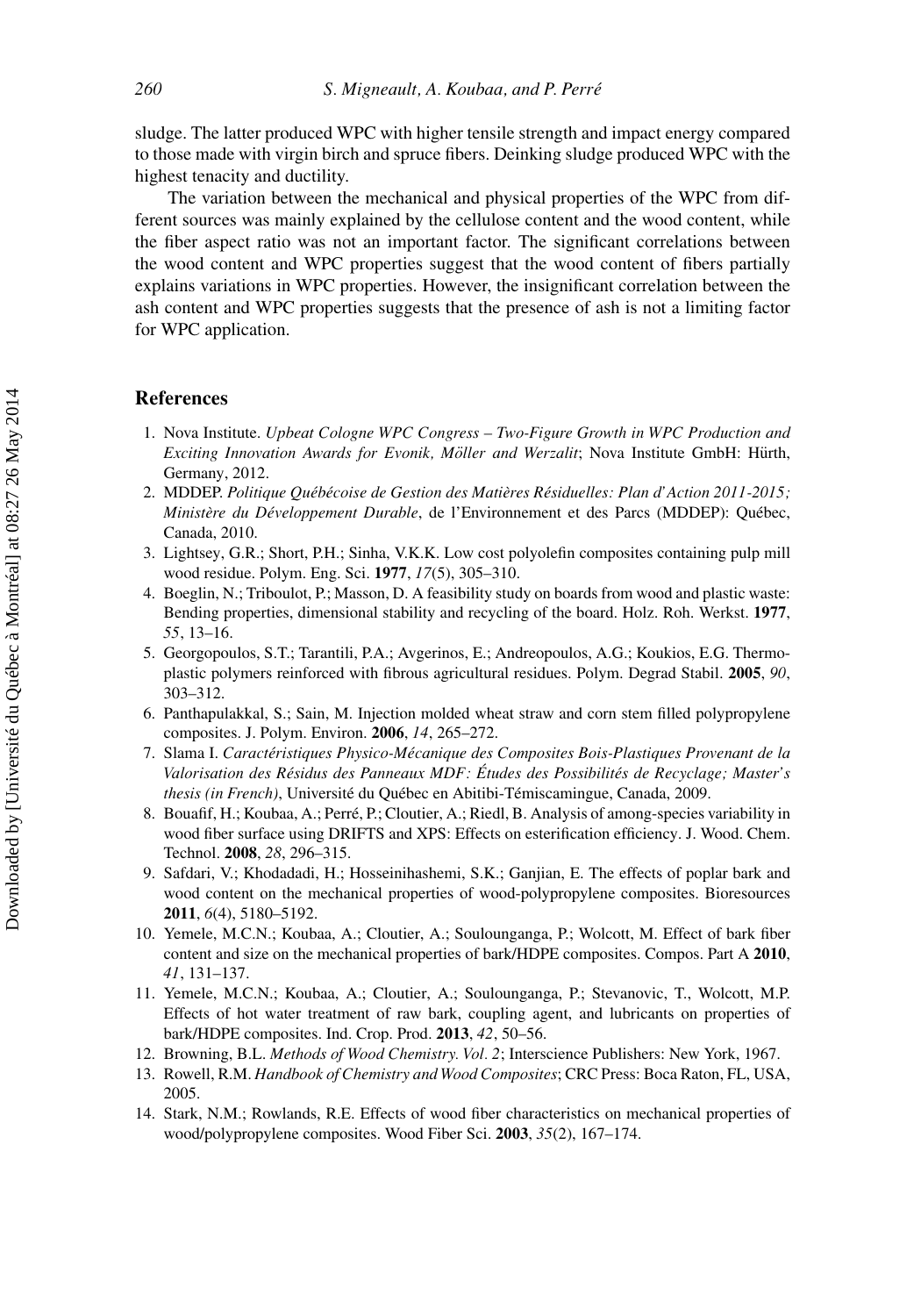sludge. The latter produced WPC with higher tensile strength and impact energy compared to those made with virgin birch and spruce fibers. Deinking sludge produced WPC with the highest tenacity and ductility.

The variation between the mechanical and physical properties of the WPC from different sources was mainly explained by the cellulose content and the wood content, while the fiber aspect ratio was not an important factor. The significant correlations between the wood content and WPC properties suggest that the wood content of fibers partially explains variations in WPC properties. However, the insignificant correlation between the ash content and WPC properties suggests that the presence of ash is not a limiting factor for WPC application.

## References

1. Nova Institute. *Upbeat Cologne WPC Congress – Two-Figure Growth in WPC Production and Exciting Innovation Awards for Evonik, Möller and Werzalit*; Nova Institute GmbH: Hürth, Germany, 2012.
2. MDDEP. *Politique Québécoise de Gestion des Matières Résiduelles: Plan d'Action 2011-2015; Ministère du Développement Durable*, de l'Environnement et des Parcs (MDDEP): Québec, Canada, 2010.
3. Lightsey, G.R.; Short, P.H.; Sinha, V.K.K. Low cost polyolefin composites containing pulp mill wood residue. Polym. Eng. Sci. **1977**, *17*(5), 305–310.
4. Boeglin, N.; Triboulot, P.; Masson, D. A feasibility study on boards from wood and plastic waste: Bending properties, dimensional stability and recycling of the board. Holz. Roh. Werkst. **1977**, *55*, 13–16.
5. Georgopoulos, S.T.; Tarantili, P.A.; Avgerinos, E.; Andreopoulos, A.G.; Koukios, E.G. Thermoplastic polymers reinforced with fibrous agricultural residues. Polym. Degrad Stabil. **2005**, *90*, 303–312.
6. Panthapulakkal, S.; Sain, M. Injection molded wheat straw and corn stem filled polypropylene composites. J. Polym. Environ. **2006**, *14*, 265–272.
7. Slama I. *Caractéristiques Physico-Mécanique des Composites Bois-Plastiques Provenant de la Valorisation des Résidus des Panneaux MDF: Études des Possibilités de Recyclage; Master's thesis (in French)*, Université du Québec en Abitibi-Témiscamingue, Canada, 2009.
8. Bouafif, H.; Koubaa, A.; Perré, P.; Cloutier, A.; Riedl, B. Analysis of among-species variability in wood fiber surface using DRIFTS and XPS: Effects on esterification efficiency. J. Wood. Chem. Technol. **2008**, *28*, 296–315.
9. Safdari, V.; Khodadadi, H.; Hosseinihashemi, S.K.; Ganjian, E. The effects of poplar bark and wood content on the mechanical properties of wood-polypropylene composites. Bioresources **2011**, *6*(4), 5180–5192.
10. Yemele, M.C.N.; Koubaa, A.; Cloutier, A.; Soulounganga, P.; Wolcott, M. Effect of bark fiber content and size on the mechanical properties of bark/HDPE composites. Compos. Part A **2010**, *41*, 131–137.
11. Yemele, M.C.N.; Koubaa, A.; Cloutier, A.; Soulounganga, P.; Stevanovic, T., Wolcott, M.P. Effects of hot water treatment of raw bark, coupling agent, and lubricants on properties of bark/HDPE composites. Ind. Crop. Prod. **2013**, *42*, 50–56.
12. Browning, B.L. *Methods of Wood Chemistry. Vol. 2*; Interscience Publishers: New York, 1967.
13. Rowell, R.M. *Handbook of Chemistry and Wood Composites*; CRC Press: Boca Raton, FL, USA, 2005.
14. Stark, N.M.; Rowlands, R.E. Effects of wood fiber characteristics on mechanical properties of wood/polypropylene composites. Wood Fiber Sci. **2003**, *35*(2), 167–174.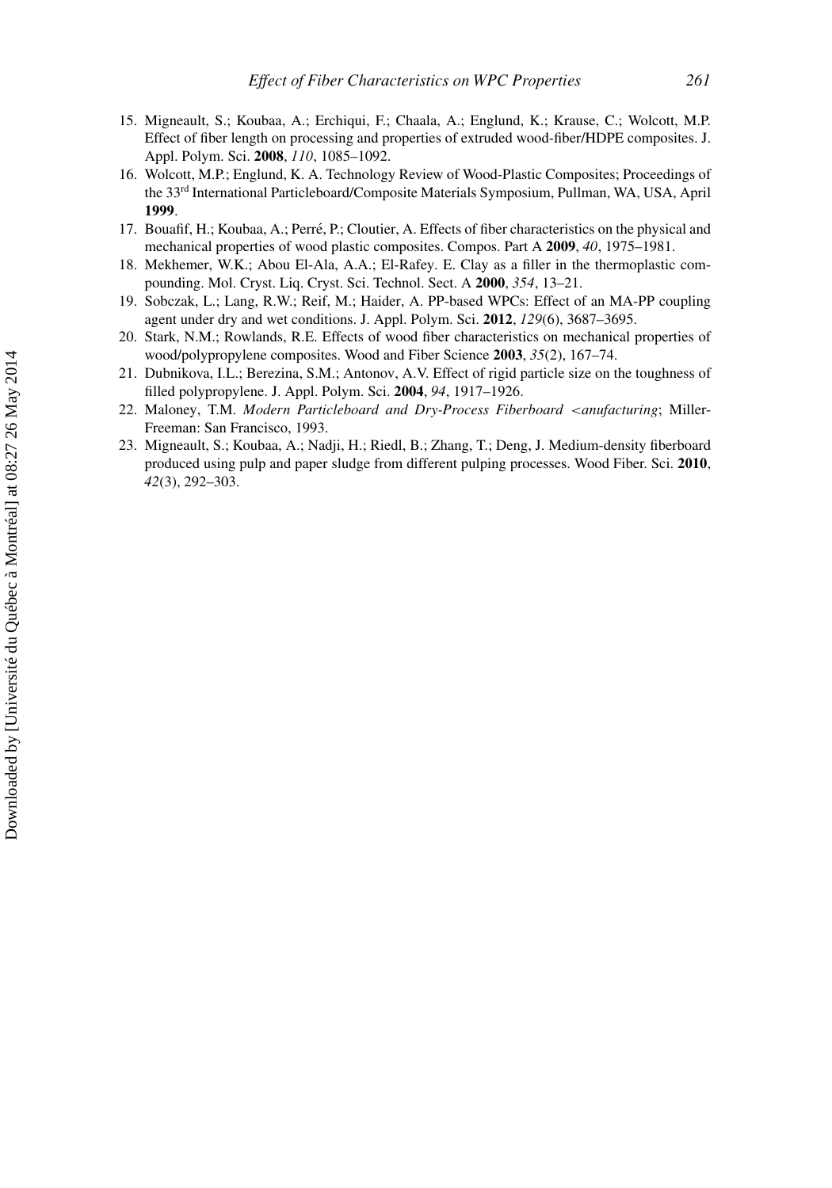15. Migneault, S.; Koubaa, A.; Erchiqui, F.; Chaala, A.; Englund, K.; Krause, C.; Wolcott, M.P. Effect of fiber length on processing and properties of extruded wood-fiber/HDPE composites. J. Appl. Polym. Sci. **2008**, *110*, 1085–1092.
16. Wolcott, M.P.; Englund, K. A. Technology Review of Wood-Plastic Composites; Proceedings of the 33rd International Particleboard/Composite Materials Symposium, Pullman, WA, USA, April **1999**.
17. Bouafif, H.; Koubaa, A.; Perré, P.; Cloutier, A. Effects of fiber characteristics on the physical and mechanical properties of wood plastic composites. Compos. Part A **2009**, *40*, 1975–1981.
18. Mekhemer, W.K.; Abou El-Ala, A.A.; El-Rafey. E. Clay as a filler in the thermoplastic compounding. Mol. Cryst. Liq. Cryst. Sci. Technol. Sect. A **2000**, *354*, 13–21.
19. Sobczak, L.; Lang, R.W.; Reif, M.; Haider, A. PP-based WPCs: Effect of an MA-PP coupling agent under dry and wet conditions. J. Appl. Polym. Sci. **2012**, *129*(6), 3687–3695.
20. Stark, N.M.; Rowlands, R.E. Effects of wood fiber characteristics on mechanical properties of wood/polypropylene composites. Wood and Fiber Science **2003**, *35*(2), 167–74.
21. Dubnikova, I.L.; Berezina, S.M.; Antonov, A.V. Effect of rigid particle size on the toughness of filled polypropylene. J. Appl. Polym. Sci. **2004**, *94*, 1917–1926.
22. Maloney, T.M. *Modern Particleboard and Dry-Process Fiberboard <anufacturing*; Miller-Freeman: San Francisco, 1993.
23. Migneault, S.; Koubaa, A.; Nadji, H.; Riedl, B.; Zhang, T.; Deng, J. Medium-density fiberboard produced using pulp and paper sludge from different pulping processes. Wood Fiber. Sci. **2010**, *42*(3), 292–303.